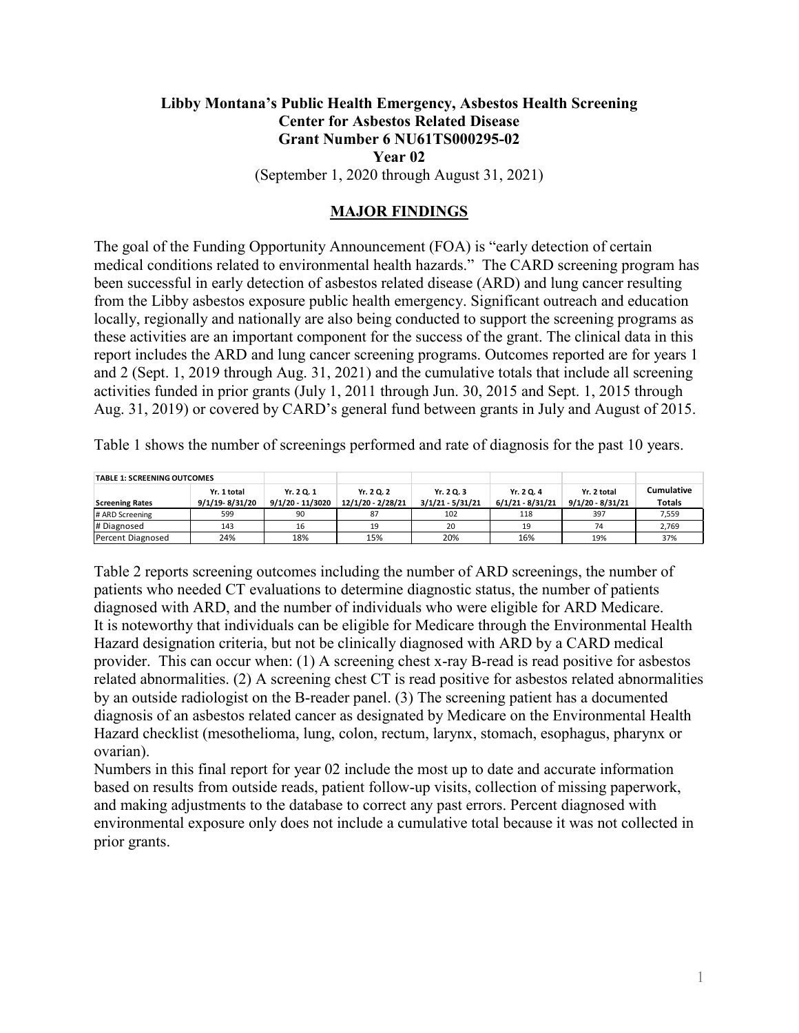**Libby Montana's Public Health Emergency, Asbestos Health Screening**
**Center for Asbestos Related Disease**
**Grant Number 6 NU61TS000295-02**
**Year 02**
(September 1, 2020 through August 31, 2021)

## MAJOR FINDINGS

The goal of the Funding Opportunity Announcement (FOA) is "early detection of certain medical conditions related to environmental health hazards." The CARD screening program has been successful in early detection of asbestos related disease (ARD) and lung cancer resulting from the Libby asbestos exposure public health emergency. Significant outreach and education locally, regionally and nationally are also being conducted to support the screening programs as these activities are an important component for the success of the grant. The clinical data in this report includes the ARD and lung cancer screening programs. Outcomes reported are for years 1 and 2 (Sept. 1, 2019 through Aug. 31, 2021) and the cumulative totals that include all screening activities funded in prior grants (July 1, 2011 through Jun. 30, 2015 and Sept. 1, 2015 through Aug. 31, 2019) or covered by CARD's general fund between grants in July and August of 2015.

Table 1 shows the number of screenings performed and rate of diagnosis for the past 10 years.

**TABLE 1: SCREENING OUTCOMES**

| Screening Rates | Yr. 1 total 9/1/19- 8/31/20 | Yr. 2 Q. 1 9/1/20 - 11/3020 | Yr. 2 Q. 2 12/1/20 - 2/28/21 | Yr. 2 Q. 3 3/1/21 - 5/31/21 | Yr. 2 Q. 4 6/1/21 - 8/31/21 | Yr. 2 total 9/1/20 - 8/31/21 | Cumulative Totals |
|---|---|---|---|---|---|---|---|
| # ARD Screening | 599 | 90 | 87 | 102 | 118 | 397 | 7,559 |
| # Diagnosed | 143 | 16 | 19 | 20 | 19 | 74 | 2,769 |
| Percent Diagnosed | 24% | 18% | 15% | 20% | 16% | 19% | 37% |

Table 2 reports screening outcomes including the number of ARD screenings, the number of patients who needed CT evaluations to determine diagnostic status, the number of patients diagnosed with ARD, and the number of individuals who were eligible for ARD Medicare. It is noteworthy that individuals can be eligible for Medicare through the Environmental Health Hazard designation criteria, but not be clinically diagnosed with ARD by a CARD medical provider. This can occur when: (1) A screening chest x-ray B-read is read positive for asbestos related abnormalities. (2) A screening chest CT is read positive for asbestos related abnormalities by an outside radiologist on the B-reader panel. (3) The screening patient has a documented diagnosis of an asbestos related cancer as designated by Medicare on the Environmental Health Hazard checklist (mesothelioma, lung, colon, rectum, larynx, stomach, esophagus, pharynx or ovarian).

Numbers in this final report for year 02 include the most up to date and accurate information based on results from outside reads, patient follow-up visits, collection of missing paperwork, and making adjustments to the database to correct any past errors. Percent diagnosed with environmental exposure only does not include a cumulative total because it was not collected in prior grants.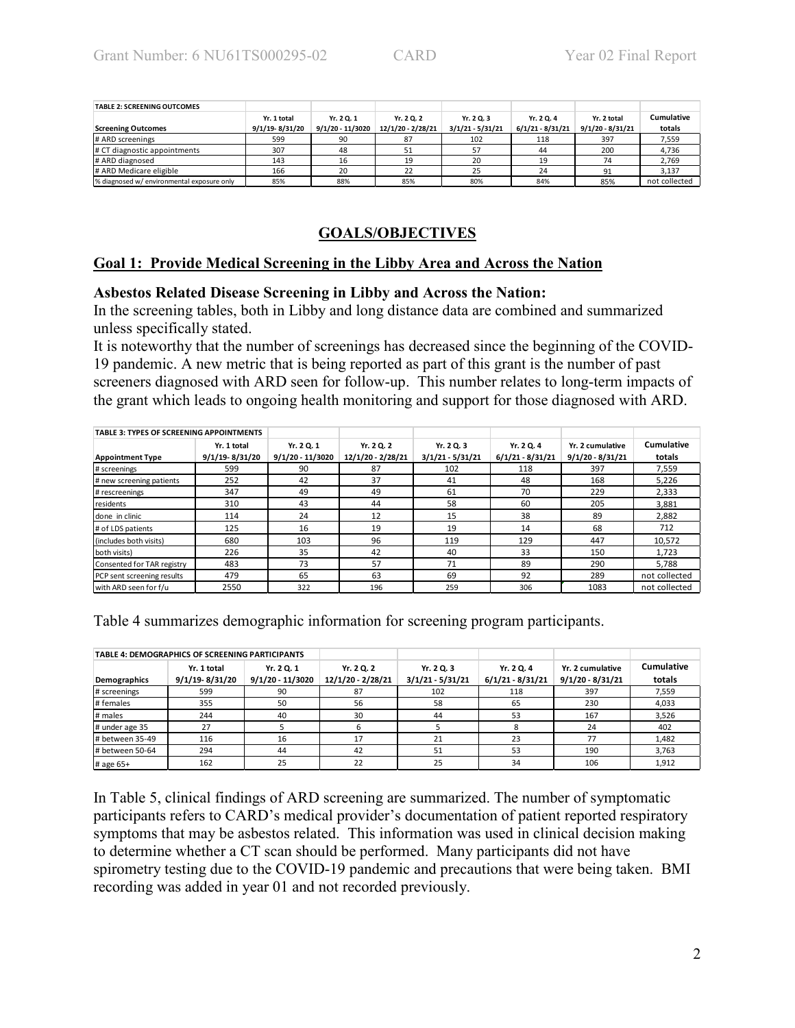| TABLE 2: SCREENING OUTCOMES | | | | | | | |
|---|---|---|---|---|---|---|---|
| **Screening Outcomes** | **Yr. 1 total 9/1/19- 8/31/20** | **Yr. 2 Q. 1 9/1/20 - 11/3020** | **Yr. 2 Q. 2 12/1/20 - 2/28/21** | **Yr. 2 Q. 3 3/1/21 - 5/31/21** | **Yr. 2 Q. 4 6/1/21 - 8/31/21** | **Yr. 2 total 9/1/20 - 8/31/21** | **Cumulative totals** |
| # ARD screenings | 599 | 90 | 87 | 102 | 118 | 397 | 7,559 |
| # CT diagnostic appointments | 307 | 48 | 51 | 57 | 44 | 200 | 4,736 |
| # ARD diagnosed | 143 | 16 | 19 | 20 | 19 | 74 | 2,769 |
| # ARD Medicare eligible | 166 | 20 | 22 | 25 | 24 | 91 | 3,137 |
| % diagnosed w/ environmental exposure only | 85% | 88% | 85% | 80% | 84% | 85% | not collected |

## GOALS/OBJECTIVES

### Goal 1: Provide Medical Screening in the Libby Area and Across the Nation

**Asbestos Related Disease Screening in Libby and Across the Nation:**

In the screening tables, both in Libby and long distance data are combined and summarized unless specifically stated.

It is noteworthy that the number of screenings has decreased since the beginning of the COVID-19 pandemic. A new metric that is being reported as part of this grant is the number of past screeners diagnosed with ARD seen for follow-up. This number relates to long-term impacts of the grant which leads to ongoing health monitoring and support for those diagnosed with ARD.

| TABLE 3: TYPES OF SCREENING APPOINTMENTS | | | | | | | |
|---|---|---|---|---|---|---|---|
| **Appointment Type** | **Yr. 1 total 9/1/19- 8/31/20** | **Yr. 2 Q. 1 9/1/20 - 11/3020** | **Yr. 2 Q. 2 12/1/20 - 2/28/21** | **Yr. 2 Q. 3 3/1/21 - 5/31/21** | **Yr. 2 Q. 4 6/1/21 - 8/31/21** | **Yr. 2 cumulative 9/1/20 - 8/31/21** | **Cumulative totals** |
| # screenings | 599 | 90 | 87 | 102 | 118 | 397 | 7,559 |
| # new screening patients | 252 | 42 | 37 | 41 | 48 | 168 | 5,226 |
| # rescreenings | 347 | 49 | 49 | 61 | 70 | 229 | 2,333 |
| residents | 310 | 43 | 44 | 58 | 60 | 205 | 3,881 |
| done in clinic | 114 | 24 | 12 | 15 | 38 | 89 | 2,882 |
| # of LDS patients | 125 | 16 | 19 | 19 | 14 | 68 | 712 |
| (includes both visits) | 680 | 103 | 96 | 119 | 129 | 447 | 10,572 |
| both visits) | 226 | 35 | 42 | 40 | 33 | 150 | 1,723 |
| Consented for TAR registry | 483 | 73 | 57 | 71 | 89 | 290 | 5,788 |
| PCP sent screening results | 479 | 65 | 63 | 69 | 92 | 289 | not collected |
| with ARD seen for f/u | 2550 | 322 | 196 | 259 | 306 | 1083 | not collected |

Table 4 summarizes demographic information for screening program participants.

| TABLE 4: DEMOGRAPHICS OF SCREENING PARTICIPANTS | | | | | | | |
|---|---|---|---|---|---|---|---|
| **Demographics** | **Yr. 1 total 9/1/19- 8/31/20** | **Yr. 2 Q. 1 9/1/20 - 11/3020** | **Yr. 2 Q. 2 12/1/20 - 2/28/21** | **Yr. 2 Q. 3 3/1/21 - 5/31/21** | **Yr. 2 Q. 4 6/1/21 - 8/31/21** | **Yr. 2 cumulative 9/1/20 - 8/31/21** | **Cumulative totals** |
| # screenings | 599 | 90 | 87 | 102 | 118 | 397 | 7,559 |
| # females | 355 | 50 | 56 | 58 | 65 | 230 | 4,033 |
| # males | 244 | 40 | 30 | 44 | 53 | 167 | 3,526 |
| # under age 35 | 27 | 5 | 6 | 5 | 8 | 24 | 402 |
| # between 35-49 | 116 | 16 | 17 | 21 | 23 | 77 | 1,482 |
| # between 50-64 | 294 | 44 | 42 | 51 | 53 | 190 | 3,763 |
| # age 65+ | 162 | 25 | 22 | 25 | 34 | 106 | 1,912 |

In Table 5, clinical findings of ARD screening are summarized. The number of symptomatic participants refers to CARD's medical provider's documentation of patient reported respiratory symptoms that may be asbestos related. This information was used in clinical decision making to determine whether a CT scan should be performed. Many participants did not have spirometry testing due to the COVID-19 pandemic and precautions that were being taken. BMI recording was added in year 01 and not recorded previously.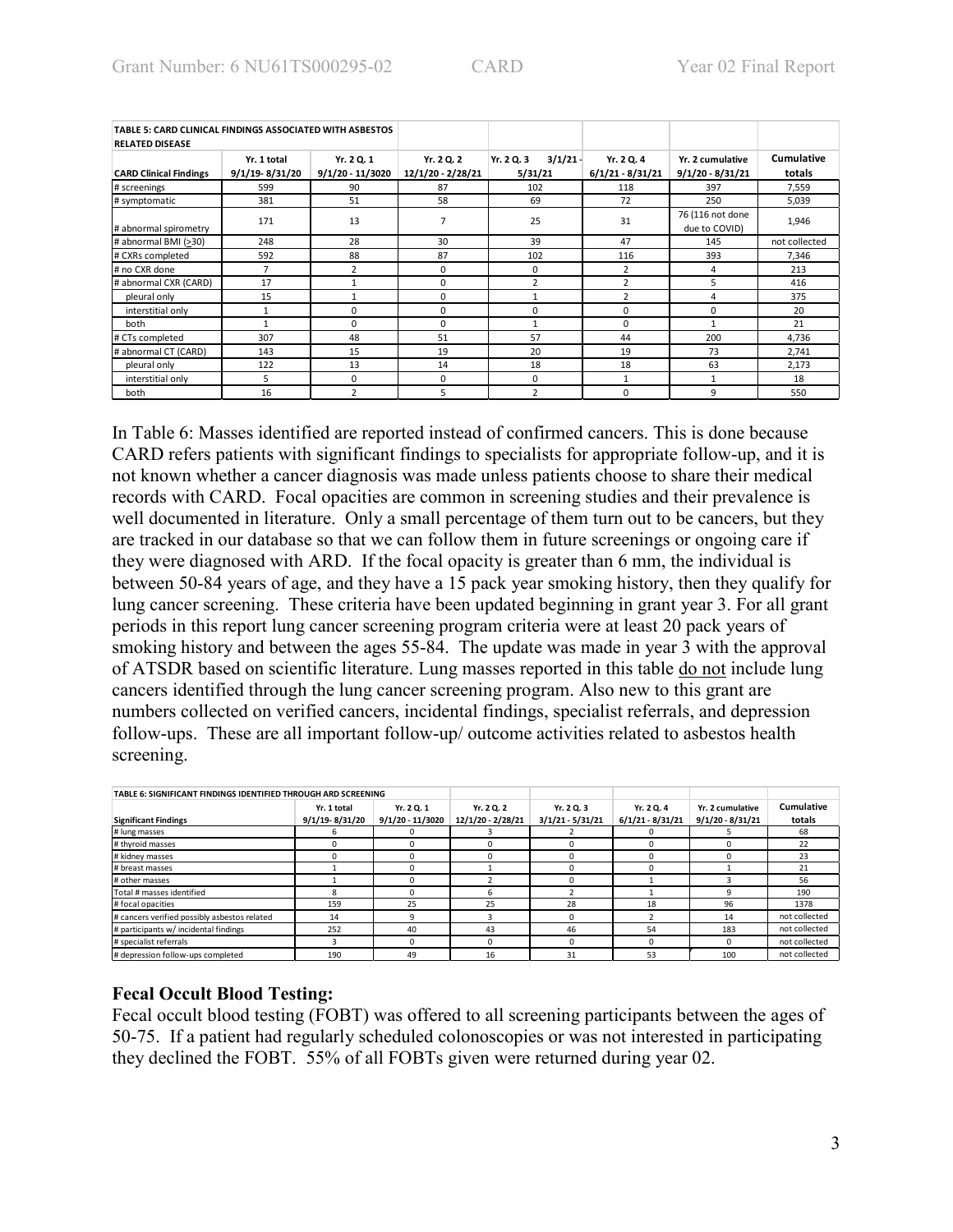| TABLE 5: CARD CLINICAL FINDINGS ASSOCIATED WITH ASBESTOS RELATED DISEASE | | | | | | | |
|---|---|---|---|---|---|---|---|
| **CARD Clinical Findings** | Yr. 1 total 9/1/19- 8/31/20 | Yr. 2 Q. 1 9/1/20 - 11/3020 | Yr. 2 Q. 2 12/1/20 - 2/28/21 | Yr. 2 Q. 3 3/1/21 - 5/31/21 | Yr. 2 Q. 4 6/1/21 - 8/31/21 | Yr. 2 cumulative 9/1/20 - 8/31/21 | Cumulative totals |
| # screenings | 599 | 90 | 87 | 102 | 118 | 397 | 7,559 |
| # symptomatic | 381 | 51 | 58 | 69 | 72 | 250 | 5,039 |
| # abnormal spirometry | 171 | 13 | 7 | 25 | 31 | 76 (116 not done due to COVID) | 1,946 |
| # abnormal BMI (≥30) | 248 | 28 | 30 | 39 | 47 | 145 | not collected |
| # CXRs completed | 592 | 88 | 87 | 102 | 116 | 393 | 7,346 |
| # no CXR done | 7 | 2 | 0 | 0 | 2 | 4 | 213 |
| # abnormal CXR (CARD) | 17 | 1 | 0 | 2 | 2 | 5 | 416 |
| pleural only | 15 | 1 | 0 | 1 | 2 | 4 | 375 |
| interstitial only | 1 | 0 | 0 | 0 | 0 | 0 | 20 |
| both | 1 | 0 | 0 | 1 | 0 | 1 | 21 |
| # CTs completed | 307 | 48 | 51 | 57 | 44 | 200 | 4,736 |
| # abnormal CT (CARD) | 143 | 15 | 19 | 20 | 19 | 73 | 2,741 |
| pleural only | 122 | 13 | 14 | 18 | 18 | 63 | 2,173 |
| interstitial only | 5 | 0 | 0 | 0 | 1 | 1 | 18 |
| both | 16 | 2 | 5 | 2 | 0 | 9 | 550 |

In Table 6: Masses identified are reported instead of confirmed cancers. This is done because CARD refers patients with significant findings to specialists for appropriate follow-up, and it is not known whether a cancer diagnosis was made unless patients choose to share their medical records with CARD. Focal opacities are common in screening studies and their prevalence is well documented in literature. Only a small percentage of them turn out to be cancers, but they are tracked in our database so that we can follow them in future screenings or ongoing care if they were diagnosed with ARD. If the focal opacity is greater than 6 mm, the individual is between 50-84 years of age, and they have a 15 pack year smoking history, then they qualify for lung cancer screening. These criteria have been updated beginning in grant year 3. For all grant periods in this report lung cancer screening program criteria were at least 20 pack years of smoking history and between the ages 55-84. The update was made in year 3 with the approval of ATSDR based on scientific literature. Lung masses reported in this table do not include lung cancers identified through the lung cancer screening program. Also new to this grant are numbers collected on verified cancers, incidental findings, specialist referrals, and depression follow-ups. These are all important follow-up/ outcome activities related to asbestos health screening.

| TABLE 6: SIGNIFICANT FINDINGS IDENTIFIED THROUGH ARD SCREENING | | | | | | | |
|---|---|---|---|---|---|---|---|
| **Significant Findings** | Yr. 1 total 9/1/19- 8/31/20 | Yr. 2 Q. 1 9/1/20 - 11/3020 | Yr. 2 Q. 2 12/1/20 - 2/28/21 | Yr. 2 Q. 3 3/1/21 - 5/31/21 | Yr. 2 Q. 4 6/1/21 - 8/31/21 | Yr. 2 cumulative 9/1/20 - 8/31/21 | Cumulative totals |
| # lung masses | 6 | 0 | 3 | 2 | 0 | 5 | 68 |
| # thyroid masses | 0 | 0 | 0 | 0 | 0 | 0 | 22 |
| # kidney masses | 0 | 0 | 0 | 0 | 0 | 0 | 23 |
| # breast masses | 1 | 0 | 1 | 0 | 0 | 1 | 21 |
| # other masses | 1 | 0 | 2 | 0 | 1 | 3 | 56 |
| Total # masses identified | 8 | 0 | 6 | 2 | 1 | 9 | 190 |
| # focal opacities | 159 | 25 | 25 | 28 | 18 | 96 | 1378 |
| # cancers verified possibly asbestos related | 14 | 9 | 3 | 0 | 2 | 14 | not collected |
| # participants w/ incidental findings | 252 | 40 | 43 | 46 | 54 | 183 | not collected |
| # specialist referrals | 3 | 0 | 0 | 0 | 0 | 0 | not collected |
| # depression follow-ups completed | 190 | 49 | 16 | 31 | 53 | 100 | not collected |

### Fecal Occult Blood Testing:

Fecal occult blood testing (FOBT) was offered to all screening participants between the ages of 50-75. If a patient had regularly scheduled colonoscopies or was not interested in participating they declined the FOBT. 55% of all FOBTs given were returned during year 02.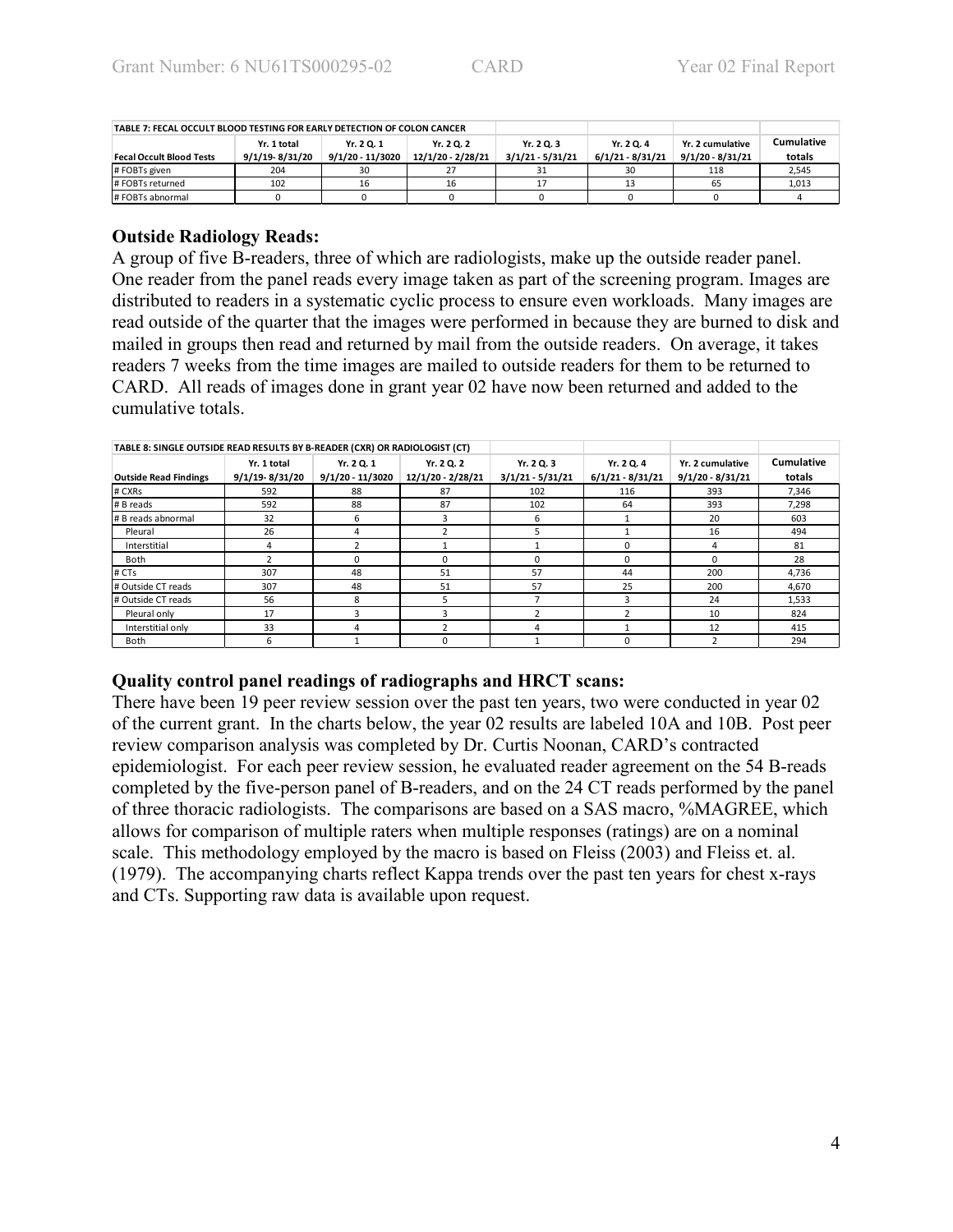| TABLE 7: FECAL OCCULT BLOOD TESTING FOR EARLY DETECTION OF COLON CANCER | | | | | | | |
|---|---|---|---|---|---|---|---|
| Fecal Occult Blood Tests | Yr. 1 total 9/1/19- 8/31/20 | Yr. 2 Q. 1 9/1/20 - 11/3020 | Yr. 2 Q. 2 12/1/20 - 2/28/21 | Yr. 2 Q. 3 3/1/21 - 5/31/21 | Yr. 2 Q. 4 6/1/21 - 8/31/21 | Yr. 2 cumulative 9/1/20 - 8/31/21 | Cumulative totals |
| # FOBTs given | 204 | 30 | 27 | 31 | 30 | 118 | 2,545 |
| # FOBTs returned | 102 | 16 | 16 | 17 | 13 | 65 | 1,013 |
| # FOBTs abnormal | 0 | 0 | 0 | 0 | 0 | 0 | 4 |

## Outside Radiology Reads:

A group of five B-readers, three of which are radiologists, make up the outside reader panel. One reader from the panel reads every image taken as part of the screening program. Images are distributed to readers in a systematic cyclic process to ensure even workloads. Many images are read outside of the quarter that the images were performed in because they are burned to disk and mailed in groups then read and returned by mail from the outside readers. On average, it takes readers 7 weeks from the time images are mailed to outside readers for them to be returned to CARD. All reads of images done in grant year 02 have now been returned and added to the cumulative totals.

| TABLE 8: SINGLE OUTSIDE READ RESULTS BY B-READER (CXR) OR RADIOLOGIST (CT) | | | | | | | |
|---|---|---|---|---|---|---|---|
| Outside Read Findings | Yr. 1 total 9/1/19- 8/31/20 | Yr. 2 Q. 1 9/1/20 - 11/3020 | Yr. 2 Q. 2 12/1/20 - 2/28/21 | Yr. 2 Q. 3 3/1/21 - 5/31/21 | Yr. 2 Q. 4 6/1/21 - 8/31/21 | Yr. 2 cumulative 9/1/20 - 8/31/21 | Cumulative totals |
| # CXRs | 592 | 88 | 87 | 102 | 116 | 393 | 7,346 |
| # B reads | 592 | 88 | 87 | 102 | 64 | 393 | 7,298 |
| # B reads abnormal | 32 | 6 | 3 | 6 | 1 | 20 | 603 |
| Pleural | 26 | 4 | 2 | 5 | 1 | 16 | 494 |
| Interstitial | 4 | 2 | 1 | 1 | 0 | 4 | 81 |
| Both | 2 | 0 | 0 | 0 | 0 | 0 | 28 |
| # CTs | 307 | 48 | 51 | 57 | 44 | 200 | 4,736 |
| # Outside CT reads | 307 | 48 | 51 | 57 | 25 | 200 | 4,670 |
| # Outside CT reads | 56 | 8 | 5 | 7 | 3 | 24 | 1,533 |
| Pleural only | 17 | 3 | 3 | 2 | 2 | 10 | 824 |
| Interstitial only | 33 | 4 | 2 | 4 | 1 | 12 | 415 |
| Both | 6 | 1 | 0 | 1 | 0 | 2 | 294 |

## Quality control panel readings of radiographs and HRCT scans:

There have been 19 peer review session over the past ten years, two were conducted in year 02 of the current grant. In the charts below, the year 02 results are labeled 10A and 10B. Post peer review comparison analysis was completed by Dr. Curtis Noonan, CARD's contracted epidemiologist. For each peer review session, he evaluated reader agreement on the 54 B-reads completed by the five-person panel of B-readers, and on the 24 CT reads performed by the panel of three thoracic radiologists. The comparisons are based on a SAS macro, %MAGREE, which allows for comparison of multiple raters when multiple responses (ratings) are on a nominal scale. This methodology employed by the macro is based on Fleiss (2003) and Fleiss et. al. (1979). The accompanying charts reflect Kappa trends over the past ten years for chest x-rays and CTs. Supporting raw data is available upon request.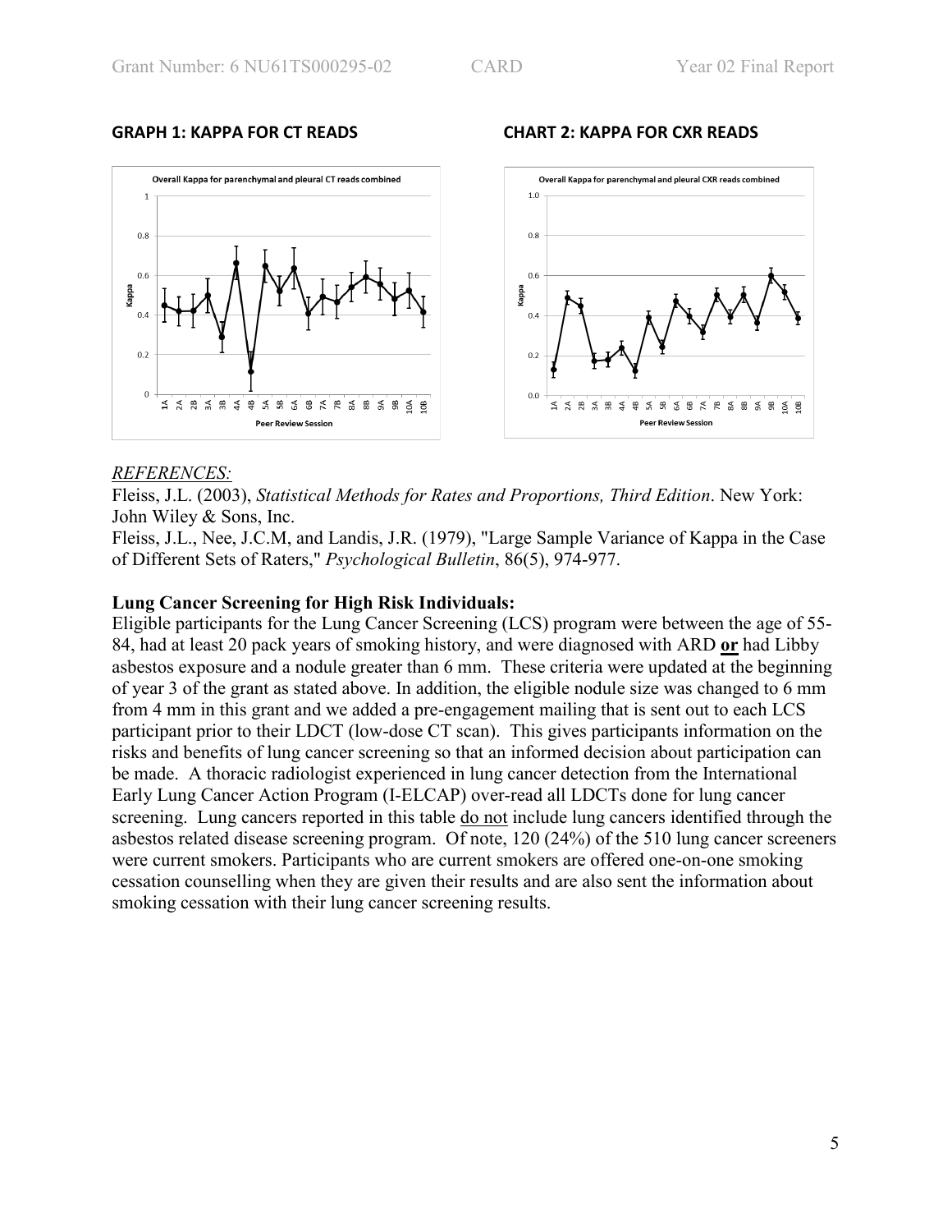**GRAPH 1: KAPPA FOR CT READS**

**CHART 2: KAPPA FOR CXR READS**

*REFERENCES:*

Fleiss, J.L. (2003), *Statistical Methods for Rates and Proportions, Third Edition*. New York: John Wiley & Sons, Inc.

Fleiss, J.L., Nee, J.C.M, and Landis, J.R. (1979), "Large Sample Variance of Kappa in the Case of Different Sets of Raters," *Psychological Bulletin*, 86(5), 974-977.

**Lung Cancer Screening for High Risk Individuals:**

Eligible participants for the Lung Cancer Screening (LCS) program were between the age of 55-84, had at least 20 pack years of smoking history, and were diagnosed with ARD **or** had Libby asbestos exposure and a nodule greater than 6 mm. These criteria were updated at the beginning of year 3 of the grant as stated above. In addition, the eligible nodule size was changed to 6 mm from 4 mm in this grant and we added a pre-engagement mailing that is sent out to each LCS participant prior to their LDCT (low-dose CT scan). This gives participants information on the risks and benefits of lung cancer screening so that an informed decision about participation can be made. A thoracic radiologist experienced in lung cancer detection from the International Early Lung Cancer Action Program (I-ELCAP) over-read all LDCTs done for lung cancer screening. Lung cancers reported in this table do not include lung cancers identified through the asbestos related disease screening program. Of note, 120 (24%) of the 510 lung cancer screeners were current smokers. Participants who are current smokers are offered one-on-one smoking cessation counselling when they are given their results and are also sent the information about smoking cessation with their lung cancer screening results.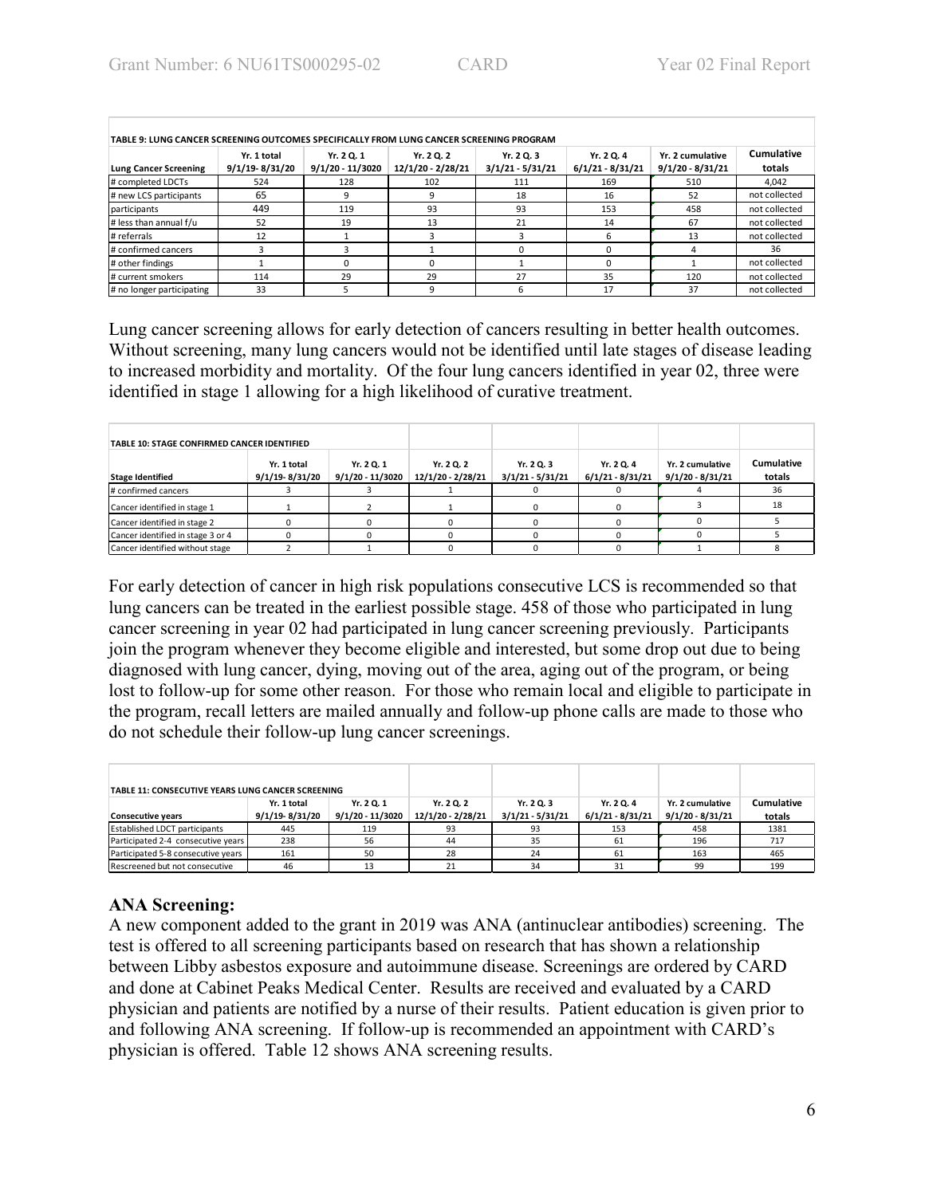| TABLE 9: LUNG CANCER SCREENING OUTCOMES SPECIFICALLY FROM LUNG CANCER SCREENING PROGRAM | | | | | | | |
|---|---|---|---|---|---|---|---|
| Lung Cancer Screening | Yr. 1 total 9/1/19- 8/31/20 | Yr. 2 Q. 1 9/1/20 - 11/3020 | Yr. 2 Q. 2 12/1/20 - 2/28/21 | Yr. 2 Q. 3 3/1/21 - 5/31/21 | Yr. 2 Q. 4 6/1/21 - 8/31/21 | Yr. 2 cumulative 9/1/20 - 8/31/21 | Cumulative totals |
| # completed LDCTs | 524 | 128 | 102 | 111 | 169 | 510 | 4,042 |
| # new LCS participants | 65 | 9 | 9 | 18 | 16 | 52 | not collected |
| participants | 449 | 119 | 93 | 93 | 153 | 458 | not collected |
| # less than annual f/u | 52 | 19 | 13 | 21 | 14 | 67 | not collected |
| # referrals | 12 | 1 | 3 | 3 | 6 | 13 | not collected |
| # confirmed cancers | 3 | 3 | 1 | 0 | 0 | 4 | 36 |
| # other findings | 1 | 0 | 0 | 1 | 0 | 1 | not collected |
| # current smokers | 114 | 29 | 29 | 27 | 35 | 120 | not collected |
| # no longer participating | 33 | 5 | 9 | 6 | 17 | 37 | not collected |

Lung cancer screening allows for early detection of cancers resulting in better health outcomes. Without screening, many lung cancers would not be identified until late stages of disease leading to increased morbidity and mortality. Of the four lung cancers identified in year 02, three were identified in stage 1 allowing for a high likelihood of curative treatment.

| TABLE 10: STAGE CONFIRMED CANCER IDENTIFIED | | | | | | | |
|---|---|---|---|---|---|---|---|
| Stage Identified | Yr. 1 total 9/1/19- 8/31/20 | Yr. 2 Q. 1 9/1/20 - 11/3020 | Yr. 2 Q. 2 12/1/20 - 2/28/21 | Yr. 2 Q. 3 3/1/21 - 5/31/21 | Yr. 2 Q. 4 6/1/21 - 8/31/21 | Yr. 2 cumulative 9/1/20 - 8/31/21 | Cumulative totals |
| # confirmed cancers | 3 | 3 | 1 | 0 | 0 | 4 | 36 |
| Cancer identified in stage 1 | 1 | 2 | 1 | 0 | 0 | 3 | 18 |
| Cancer identified in stage 2 | 0 | 0 | 0 | 0 | 0 | 0 | 5 |
| Cancer identified in stage 3 or 4 | 0 | 0 | 0 | 0 | 0 | 0 | 5 |
| Cancer identified without stage | 2 | 1 | 0 | 0 | 0 | 1 | 8 |

For early detection of cancer in high risk populations consecutive LCS is recommended so that lung cancers can be treated in the earliest possible stage. 458 of those who participated in lung cancer screening in year 02 had participated in lung cancer screening previously. Participants join the program whenever they become eligible and interested, but some drop out due to being diagnosed with lung cancer, dying, moving out of the area, aging out of the program, or being lost to follow-up for some other reason. For those who remain local and eligible to participate in the program, recall letters are mailed annually and follow-up phone calls are made to those who do not schedule their follow-up lung cancer screenings.

| TABLE 11: CONSECUTIVE YEARS LUNG CANCER SCREENING | | | | | | | |
|---|---|---|---|---|---|---|---|
| Consecutive years | Yr. 1 total 9/1/19- 8/31/20 | Yr. 2 Q. 1 9/1/20 - 11/3020 | Yr. 2 Q. 2 12/1/20 - 2/28/21 | Yr. 2 Q. 3 3/1/21 - 5/31/21 | Yr. 2 Q. 4 6/1/21 - 8/31/21 | Yr. 2 cumulative 9/1/20 - 8/31/21 | Cumulative totals |
| Established LDCT participants | 445 | 119 | 93 | 93 | 153 | 458 | 1381 |
| Participated 2-4 consecutive years | 238 | 56 | 44 | 35 | 61 | 196 | 717 |
| Participated 5-8 consecutive years | 161 | 50 | 28 | 24 | 61 | 163 | 465 |
| Rescreened but not consecutive | 46 | 13 | 21 | 34 | 31 | 99 | 199 |

## ANA Screening:

A new component added to the grant in 2019 was ANA (antinuclear antibodies) screening. The test is offered to all screening participants based on research that has shown a relationship between Libby asbestos exposure and autoimmune disease. Screenings are ordered by CARD and done at Cabinet Peaks Medical Center. Results are received and evaluated by a CARD physician and patients are notified by a nurse of their results. Patient education is given prior to and following ANA screening. If follow-up is recommended an appointment with CARD's physician is offered. Table 12 shows ANA screening results.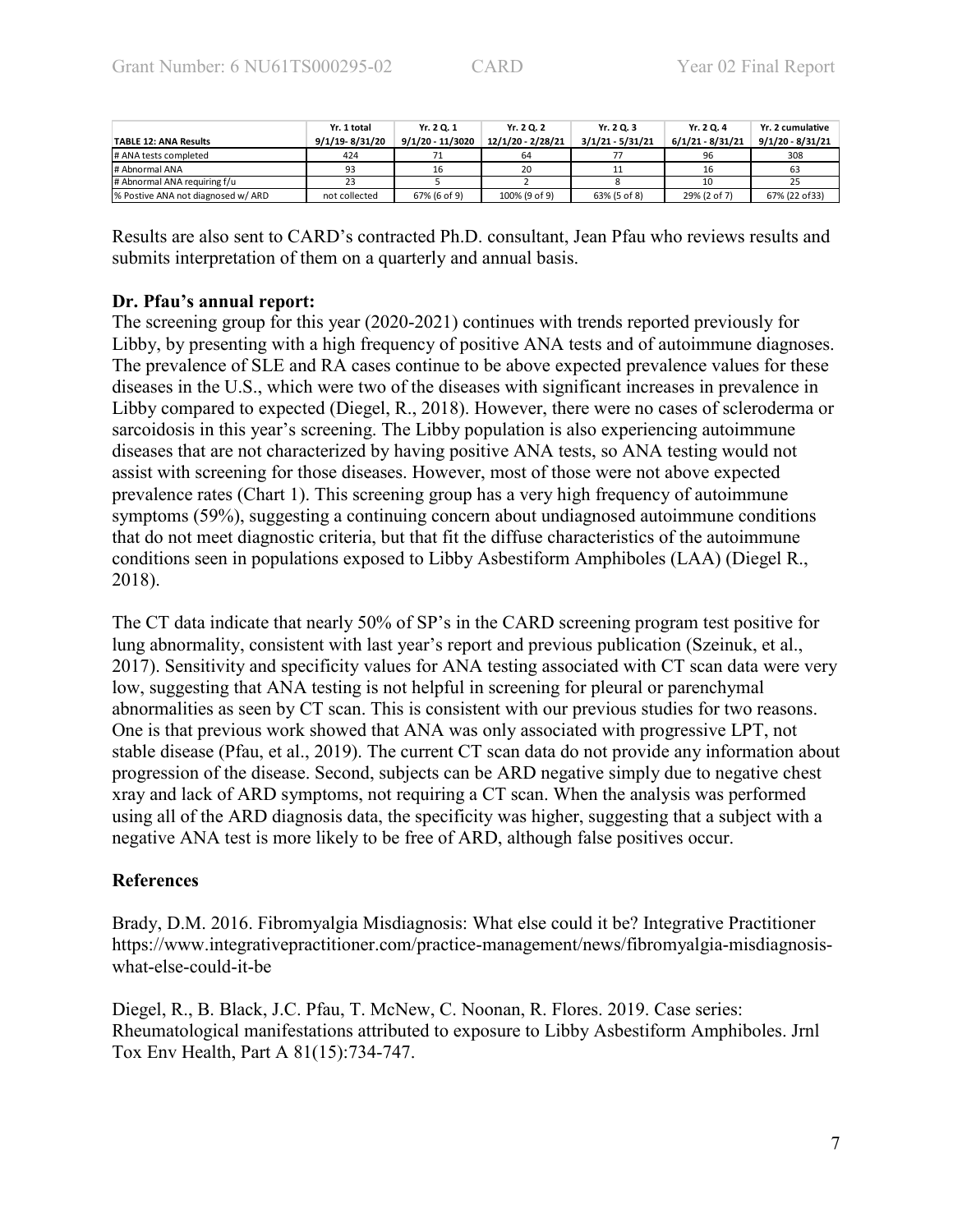| TABLE 12: ANA Results | Yr. 1 total 9/1/19- 8/31/20 | Yr. 2 Q. 1 9/1/20 - 11/3020 | Yr. 2 Q. 2 12/1/20 - 2/28/21 | Yr. 2 Q. 3 3/1/21 - 5/31/21 | Yr. 2 Q. 4 6/1/21 - 8/31/21 | Yr. 2 cumulative 9/1/20 - 8/31/21 |
|---|---|---|---|---|---|---|
| # ANA tests completed | 424 | 71 | 64 | 77 | 96 | 308 |
| # Abnormal ANA | 93 | 16 | 20 | 11 | 16 | 63 |
| # Abnormal ANA requiring f/u | 23 | 5 | 2 | 8 | 10 | 25 |
| % Postive ANA not diagnosed w/ ARD | not collected | 67% (6 of 9) | 100% (9 of 9) | 63% (5 of 8) | 29% (2 of 7) | 67% (22 of33) |

Results are also sent to CARD's contracted Ph.D. consultant, Jean Pfau who reviews results and submits interpretation of them on a quarterly and annual basis.

**Dr. Pfau's annual report:**

The screening group for this year (2020-2021) continues with trends reported previously for Libby, by presenting with a high frequency of positive ANA tests and of autoimmune diagnoses. The prevalence of SLE and RA cases continue to be above expected prevalence values for these diseases in the U.S., which were two of the diseases with significant increases in prevalence in Libby compared to expected (Diegel, R., 2018). However, there were no cases of scleroderma or sarcoidosis in this year's screening. The Libby population is also experiencing autoimmune diseases that are not characterized by having positive ANA tests, so ANA testing would not assist with screening for those diseases. However, most of those were not above expected prevalence rates (Chart 1). This screening group has a very high frequency of autoimmune symptoms (59%), suggesting a continuing concern about undiagnosed autoimmune conditions that do not meet diagnostic criteria, but that fit the diffuse characteristics of the autoimmune conditions seen in populations exposed to Libby Asbestiform Amphiboles (LAA) (Diegel R., 2018).

The CT data indicate that nearly 50% of SP's in the CARD screening program test positive for lung abnormality, consistent with last year's report and previous publication (Szeinuk, et al., 2017). Sensitivity and specificity values for ANA testing associated with CT scan data were very low, suggesting that ANA testing is not helpful in screening for pleural or parenchymal abnormalities as seen by CT scan. This is consistent with our previous studies for two reasons. One is that previous work showed that ANA was only associated with progressive LPT, not stable disease (Pfau, et al., 2019). The current CT scan data do not provide any information about progression of the disease. Second, subjects can be ARD negative simply due to negative chest xray and lack of ARD symptoms, not requiring a CT scan. When the analysis was performed using all of the ARD diagnosis data, the specificity was higher, suggesting that a subject with a negative ANA test is more likely to be free of ARD, although false positives occur.

**References**

Brady, D.M. 2016. Fibromyalgia Misdiagnosis: What else could it be? Integrative Practitioner https://www.integrativepractitioner.com/practice-management/news/fibromyalgia-misdiagnosis-what-else-could-it-be

Diegel, R., B. Black, J.C. Pfau, T. McNew, C. Noonan, R. Flores. 2019. Case series: Rheumatological manifestations attributed to exposure to Libby Asbestiform Amphiboles. Jrnl Tox Env Health, Part A 81(15):734-747.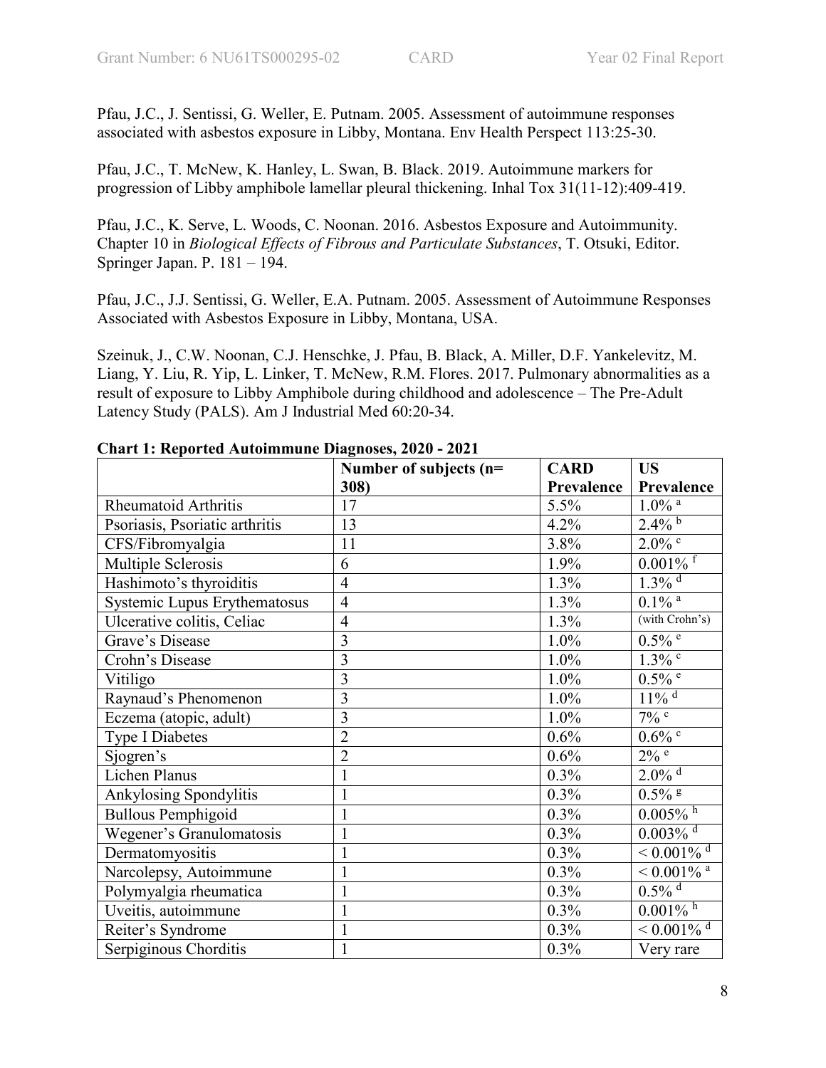Pfau, J.C., J. Sentissi, G. Weller, E. Putnam. 2005. Assessment of autoimmune responses associated with asbestos exposure in Libby, Montana. Env Health Perspect 113:25-30.

Pfau, J.C., T. McNew, K. Hanley, L. Swan, B. Black. 2019. Autoimmune markers for progression of Libby amphibole lamellar pleural thickening. Inhal Tox 31(11-12):409-419.

Pfau, J.C., K. Serve, L. Woods, C. Noonan. 2016. Asbestos Exposure and Autoimmunity. Chapter 10 in *Biological Effects of Fibrous and Particulate Substances*, T. Otsuki, Editor. Springer Japan. P. 181 – 194.

Pfau, J.C., J.J. Sentissi, G. Weller, E.A. Putnam. 2005. Assessment of Autoimmune Responses Associated with Asbestos Exposure in Libby, Montana, USA.

Szeinuk, J., C.W. Noonan, C.J. Henschke, J. Pfau, B. Black, A. Miller, D.F. Yankelevitz, M. Liang, Y. Liu, R. Yip, L. Linker, T. McNew, R.M. Flores. 2017. Pulmonary abnormalities as a result of exposure to Libby Amphibole during childhood and adolescence – The Pre-Adult Latency Study (PALS). Am J Industrial Med 60:20-34.

**Chart 1: Reported Autoimmune Diagnoses, 2020 - 2021**

| | Number of subjects (n= 308) | CARD Prevalence | US Prevalence |
|---|---|---|---|
| Rheumatoid Arthritis | 17 | 5.5% | 1.0% [a] |
| Psoriasis, Psoriatic arthritis | 13 | 4.2% | 2.4% [b] |
| CFS/Fibromyalgia | 11 | 3.8% | 2.0% [c] |
| Multiple Sclerosis | 6 | 1.9% | 0.001% [f] |
| Hashimoto's thyroiditis | 4 | 1.3% | 1.3% [d] |
| Systemic Lupus Erythematosus | 4 | 1.3% | 0.1% [a] |
| Ulcerative colitis, Celiac | 4 | 1.3% | (with Crohn's) |
| Grave's Disease | 3 | 1.0% | 0.5% [e] |
| Crohn's Disease | 3 | 1.0% | 1.3% [c] |
| Vitiligo | 3 | 1.0% | 0.5% [e] |
| Raynaud's Phenomenon | 3 | 1.0% | 11% [d] |
| Eczema (atopic, adult) | 3 | 1.0% | 7% [c] |
| Type I Diabetes | 2 | 0.6% | 0.6% [c] |
| Sjogren's | 2 | 0.6% | 2% [e] |
| Lichen Planus | 1 | 0.3% | 2.0% [d] |
| Ankylosing Spondylitis | 1 | 0.3% | 0.5% [g] |
| Bullous Pemphigoid | 1 | 0.3% | 0.005% [h] |
| Wegener's Granulomatosis | 1 | 0.3% | 0.003% [d] |
| Dermatomyositis | 1 | 0.3% | < 0.001% [d] |
| Narcolepsy, Autoimmune | 1 | 0.3% | < 0.001% [a] |
| Polymyalgia rheumatica | 1 | 0.3% | 0.5% [d] |
| Uveitis, autoimmune | 1 | 0.3% | 0.001% [h] |
| Reiter's Syndrome | 1 | 0.3% | < 0.001% [d] |
| Serpiginous Chorditis | 1 | 0.3% | Very rare |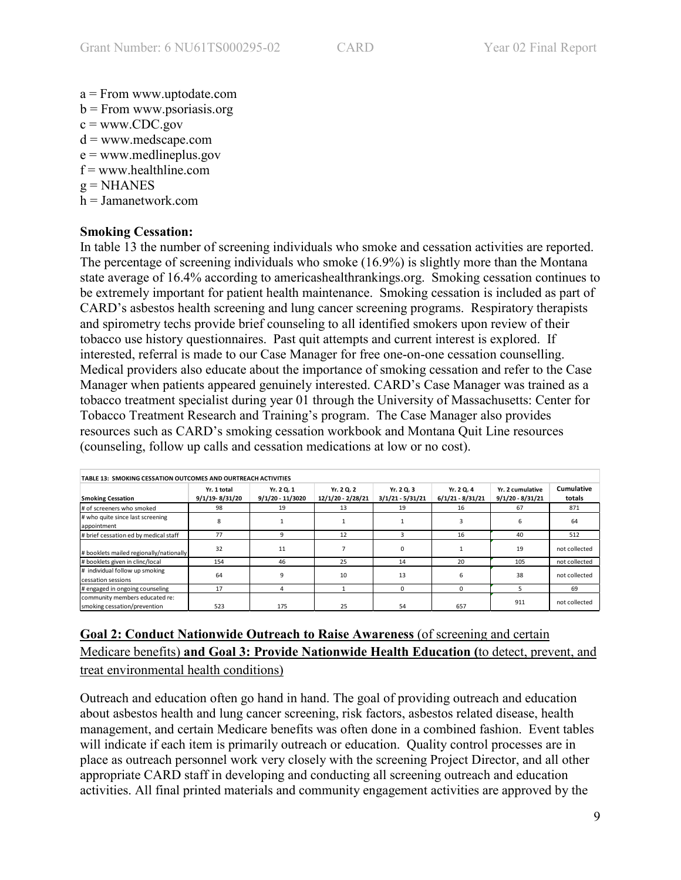a = From www.uptodate.com
b = From www.psoriasis.org
c = www.CDC.gov
d = www.medscape.com
e = www.medlineplus.gov
f = www.healthline.com
g = NHANES
h = Jamanetwork.com

**Smoking Cessation:**
In table 13 the number of screening individuals who smoke and cessation activities are reported. The percentage of screening individuals who smoke (16.9%) is slightly more than the Montana state average of 16.4% according to americashealthrankings.org. Smoking cessation continues to be extremely important for patient health maintenance. Smoking cessation is included as part of CARD's asbestos health screening and lung cancer screening programs. Respiratory therapists and spirometry techs provide brief counseling to all identified smokers upon review of their tobacco use history questionnaires. Past quit attempts and current interest is explored. If interested, referral is made to our Case Manager for free one-on-one cessation counselling. Medical providers also educate about the importance of smoking cessation and refer to the Case Manager when patients appeared genuinely interested. CARD's Case Manager was trained as a tobacco treatment specialist during year 01 through the University of Massachusetts: Center for Tobacco Treatment Research and Training's program. The Case Manager also provides resources such as CARD's smoking cessation workbook and Montana Quit Line resources (counseling, follow up calls and cessation medications at low or no cost).

**TABLE 13: SMOKING CESSATION OUTCOMES AND OURTREACH ACTIVITIES**

| Smoking Cessation | Yr. 1 total 9/1/19- 8/31/20 | Yr. 2 Q. 1 9/1/20 - 11/3020 | Yr. 2 Q. 2 12/1/20 - 2/28/21 | Yr. 2 Q. 3 3/1/21 - 5/31/21 | Yr. 2 Q. 4 6/1/21 - 8/31/21 | Yr. 2 cumulative 9/1/20 - 8/31/21 | Cumulative totals |
|---|---|---|---|---|---|---|---|
| # of screeners who smoked | 98 | 19 | 13 | 19 | 16 | 67 | 871 |
| # who quite since last screening appointment | 8 | 1 | 1 | 1 | 3 | 6 | 64 |
| # brief cessation ed by medical staff | 77 | 9 | 12 | 3 | 16 | 40 | 512 |
| # booklets mailed regionally/nationally | 32 | 11 | 7 | 0 | 1 | 19 | not collected |
| # booklets given in clinc/local | 154 | 46 | 25 | 14 | 20 | 105 | not collected |
| # individual follow up smoking cessation sessions | 64 | 9 | 10 | 13 | 6 | 38 | not collected |
| # engaged in ongoing counseling | 17 | 4 | 1 | 0 | 0 | 5 | 69 |
| community members educated re: smoking cessation/prevention | 523 | 175 | 25 | 54 | 657 | 911 | not collected |

## <u>Goal 2: Conduct Nationwide Outreach to Raise Awareness</u> <u>(of screening and certain Medicare benefits)</u> <u>**and Goal 3: Provide Nationwide Health Education (**to detect, prevent, and treat environmental health conditions)</u>

Outreach and education often go hand in hand. The goal of providing outreach and education about asbestos health and lung cancer screening, risk factors, asbestos related disease, health management, and certain Medicare benefits was often done in a combined fashion. Event tables will indicate if each item is primarily outreach or education. Quality control processes are in place as outreach personnel work very closely with the screening Project Director, and all other appropriate CARD staff in developing and conducting all screening outreach and education activities. All final printed materials and community engagement activities are approved by the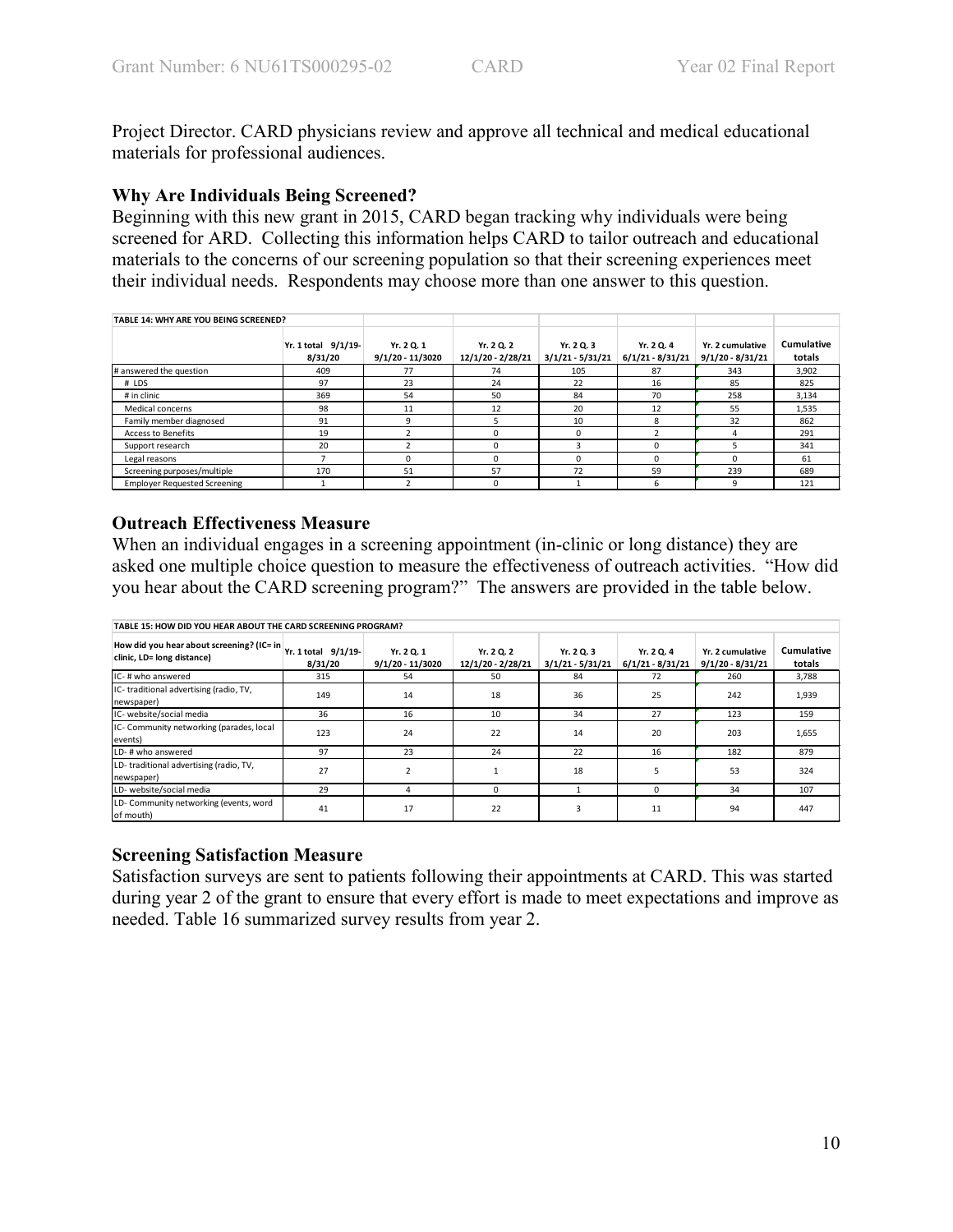Project Director. CARD physicians review and approve all technical and medical educational materials for professional audiences.

### Why Are Individuals Being Screened?

Beginning with this new grant in 2015, CARD began tracking why individuals were being screened for ARD. Collecting this information helps CARD to tailor outreach and educational materials to the concerns of our screening population so that their screening experiences meet their individual needs. Respondents may choose more than one answer to this question.

**TABLE 14: WHY ARE YOU BEING SCREENED?**

| | Yr. 1 total 9/1/19-8/31/20 | Yr. 2 Q. 1 9/1/20 - 11/3020 | Yr. 2 Q. 2 12/1/20 - 2/28/21 | Yr. 2 Q. 3 3/1/21 - 5/31/21 | Yr. 2 Q. 4 6/1/21 - 8/31/21 | Yr. 2 cumulative 9/1/20 - 8/31/21 | Cumulative totals |
|---|---|---|---|---|---|---|---|
| # answered the question | 409 | 77 | 74 | 105 | 87 | 343 | 3,902 |
| # LDS | 97 | 23 | 24 | 22 | 16 | 85 | 825 |
| # in clinic | 369 | 54 | 50 | 84 | 70 | 258 | 3,134 |
| Medical concerns | 98 | 11 | 12 | 20 | 12 | 55 | 1,535 |
| Family member diagnosed | 91 | 9 | 5 | 10 | 8 | 32 | 862 |
| Access to Benefits | 19 | 2 | 0 | 0 | 2 | 4 | 291 |
| Support research | 20 | 2 | 0 | 3 | 0 | 5 | 341 |
| Legal reasons | 7 | 0 | 0 | 0 | 0 | 0 | 61 |
| Screening purposes/multiple | 170 | 51 | 57 | 72 | 59 | 239 | 689 |
| Employer Requested Screening | 1 | 2 | 0 | 1 | 6 | 9 | 121 |

### Outreach Effectiveness Measure

When an individual engages in a screening appointment (in-clinic or long distance) they are asked one multiple choice question to measure the effectiveness of outreach activities. "How did you hear about the CARD screening program?" The answers are provided in the table below.

**TABLE 15: HOW DID YOU HEAR ABOUT THE CARD SCREENING PROGRAM?**

| How did you hear about screening? (IC= in clinic, LD= long distance) | Yr. 1 total 9/1/19-8/31/20 | Yr. 2 Q. 1 9/1/20 - 11/3020 | Yr. 2 Q. 2 12/1/20 - 2/28/21 | Yr. 2 Q. 3 3/1/21 - 5/31/21 | Yr. 2 Q. 4 6/1/21 - 8/31/21 | Yr. 2 cumulative 9/1/20 - 8/31/21 | Cumulative totals |
|---|---|---|---|---|---|---|---|
| IC- # who answered | 315 | 54 | 50 | 84 | 72 | 260 | 3,788 |
| IC- traditional advertising (radio, TV, newspaper) | 149 | 14 | 18 | 36 | 25 | 242 | 1,939 |
| IC- website/social media | 36 | 16 | 10 | 34 | 27 | 123 | 159 |
| IC- Community networking (parades, local events) | 123 | 24 | 22 | 14 | 20 | 203 | 1,655 |
| LD- # who answered | 97 | 23 | 24 | 22 | 16 | 182 | 879 |
| LD- traditional advertising (radio, TV, newspaper) | 27 | 2 | 1 | 18 | 5 | 53 | 324 |
| LD- website/social media | 29 | 4 | 0 | 1 | 0 | 34 | 107 |
| LD- Community networking (events, word of mouth) | 41 | 17 | 22 | 3 | 11 | 94 | 447 |

### Screening Satisfaction Measure

Satisfaction surveys are sent to patients following their appointments at CARD. This was started during year 2 of the grant to ensure that every effort is made to meet expectations and improve as needed. Table 16 summarized survey results from year 2.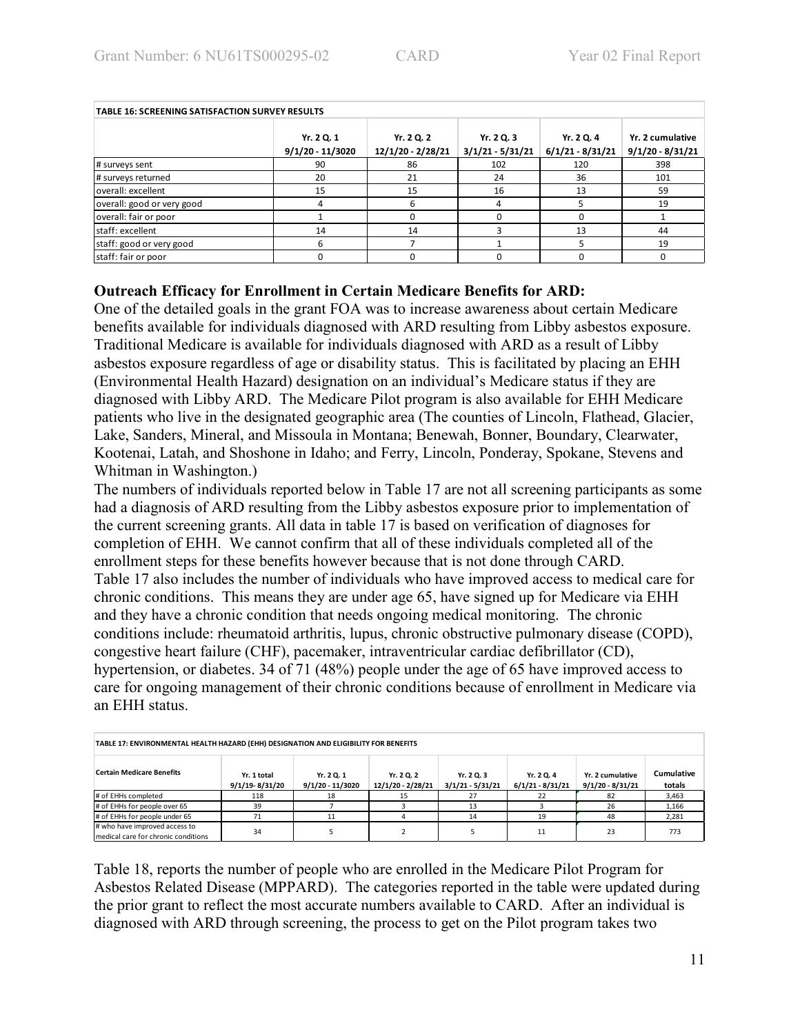| TABLE 16: SCREENING SATISFACTION SURVEY RESULTS | | | | | |
|---|---|---|---|---|---|
| | Yr. 2 Q. 1 9/1/20 - 11/3020 | Yr. 2 Q. 2 12/1/20 - 2/28/21 | Yr. 2 Q. 3 3/1/21 - 5/31/21 | Yr. 2 Q. 4 6/1/21 - 8/31/21 | Yr. 2 cumulative 9/1/20 - 8/31/21 |
| # surveys sent | 90 | 86 | 102 | 120 | 398 |
| # surveys returned | 20 | 21 | 24 | 36 | 101 |
| overall: excellent | 15 | 15 | 16 | 13 | 59 |
| overall: good or very good | 4 | 6 | 4 | 5 | 19 |
| overall: fair or poor | 1 | 0 | 0 | 0 | 1 |
| staff: excellent | 14 | 14 | 3 | 13 | 44 |
| staff: good or very good | 6 | 7 | 1 | 5 | 19 |
| staff: fair or poor | 0 | 0 | 0 | 0 | 0 |

**Outreach Efficacy for Enrollment in Certain Medicare Benefits for ARD:**

One of the detailed goals in the grant FOA was to increase awareness about certain Medicare benefits available for individuals diagnosed with ARD resulting from Libby asbestos exposure. Traditional Medicare is available for individuals diagnosed with ARD as a result of Libby asbestos exposure regardless of age or disability status. This is facilitated by placing an EHH (Environmental Health Hazard) designation on an individual's Medicare status if they are diagnosed with Libby ARD. The Medicare Pilot program is also available for EHH Medicare patients who live in the designated geographic area (The counties of Lincoln, Flathead, Glacier, Lake, Sanders, Mineral, and Missoula in Montana; Benewah, Bonner, Boundary, Clearwater, Kootenai, Latah, and Shoshone in Idaho; and Ferry, Lincoln, Ponderay, Spokane, Stevens and Whitman in Washington.)

The numbers of individuals reported below in Table 17 are not all screening participants as some had a diagnosis of ARD resulting from the Libby asbestos exposure prior to implementation of the current screening grants. All data in table 17 is based on verification of diagnoses for completion of EHH. We cannot confirm that all of these individuals completed all of the enrollment steps for these benefits however because that is not done through CARD.

Table 17 also includes the number of individuals who have improved access to medical care for chronic conditions. This means they are under age 65, have signed up for Medicare via EHH and they have a chronic condition that needs ongoing medical monitoring. The chronic conditions include: rheumatoid arthritis, lupus, chronic obstructive pulmonary disease (COPD), congestive heart failure (CHF), pacemaker, intraventricular cardiac defibrillator (CD), hypertension, or diabetes. 34 of 71 (48%) people under the age of 65 have improved access to care for ongoing management of their chronic conditions because of enrollment in Medicare via an EHH status.

| TABLE 17: ENVIRONMENTAL HEALTH HAZARD (EHH) DESIGNATION AND ELIGIBILITY FOR BENEFITS | | | | | | | |
|---|---|---|---|---|---|---|---|
| Certain Medicare Benefits | Yr. 1 total 9/1/19- 8/31/20 | Yr. 2 Q. 1 9/1/20 - 11/3020 | Yr. 2 Q. 2 12/1/20 - 2/28/21 | Yr. 2 Q. 3 3/1/21 - 5/31/21 | Yr. 2 Q. 4 6/1/21 - 8/31/21 | Yr. 2 cumulative 9/1/20 - 8/31/21 | Cumulative totals |
| # of EHHs completed | 118 | 18 | 15 | 27 | 22 | 82 | 3,463 |
| # of EHHs for people over 65 | 39 | 7 | 3 | 13 | 3 | 26 | 1,166 |
| # of EHHs for people under 65 | 71 | 11 | 4 | 14 | 19 | 48 | 2,281 |
| # who have improved access to medical care for chronic conditions | 34 | 5 | 2 | 5 | 11 | 23 | 773 |

Table 18, reports the number of people who are enrolled in the Medicare Pilot Program for Asbestos Related Disease (MPPARD). The categories reported in the table were updated during the prior grant to reflect the most accurate numbers available to CARD. After an individual is diagnosed with ARD through screening, the process to get on the Pilot program takes two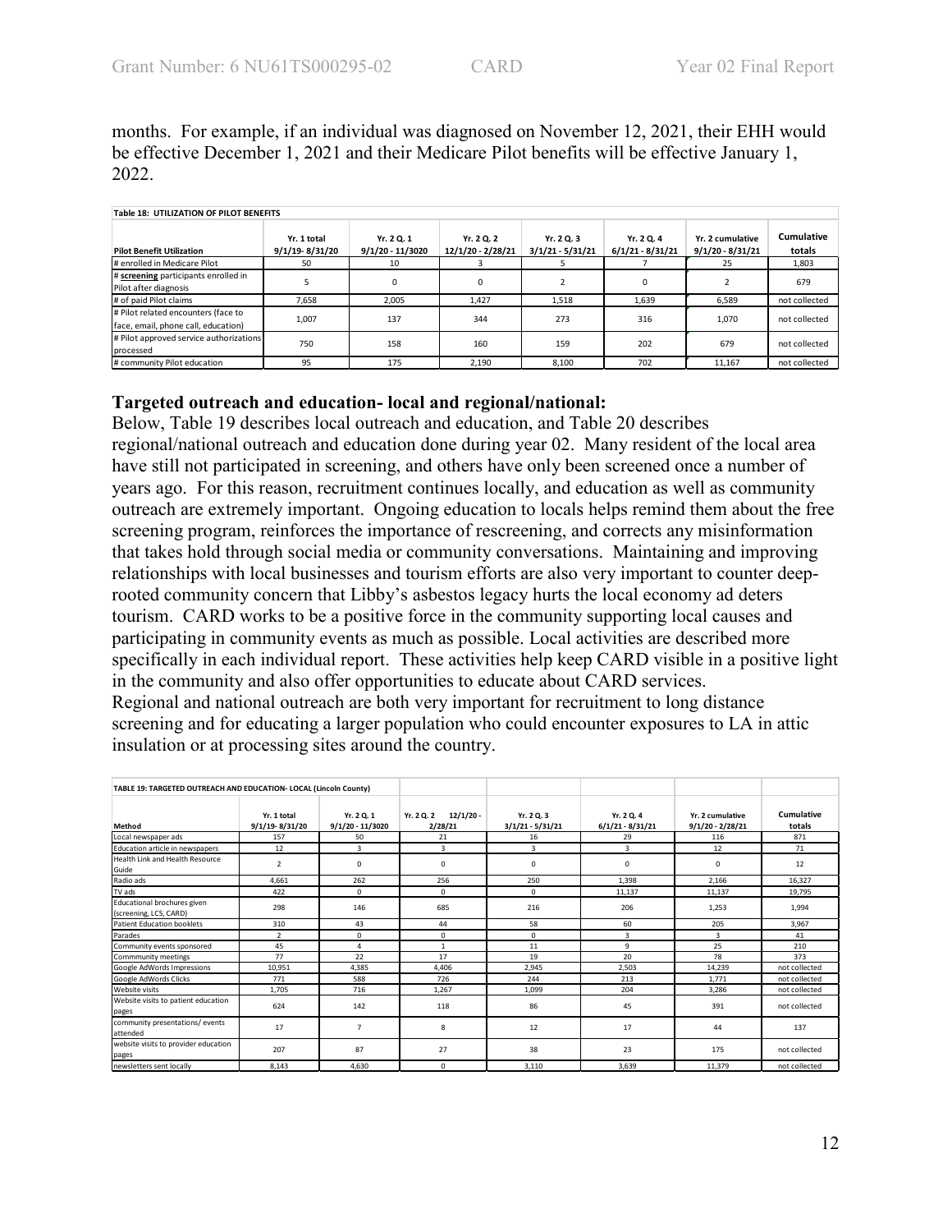months. For example, if an individual was diagnosed on November 12, 2021, their EHH would be effective December 1, 2021 and their Medicare Pilot benefits will be effective January 1, 2022.

**Table 18: UTILIZATION OF PILOT BENEFITS**

| Pilot Benefit Utilization | Yr. 1 total 9/1/19- 8/31/20 | Yr. 2 Q. 1 9/1/20 - 11/3020 | Yr. 2 Q. 2 12/1/20 - 2/28/21 | Yr. 2 Q. 3 3/1/21 - 5/31/21 | Yr. 2 Q. 4 6/1/21 - 8/31/21 | Yr. 2 cumulative 9/1/20 - 8/31/21 | Cumulative totals |
|---|---|---|---|---|---|---|---|
| # enrolled in Medicare Pilot | 50 | 10 | 3 | 5 | 7 | 25 | 1,803 |
| # **screening** participants enrolled in Pilot after diagnosis | 5 | 0 | 0 | 2 | 0 | 2 | 679 |
| # of paid Pilot claims | 7,658 | 2,005 | 1,427 | 1,518 | 1,639 | 6,589 | not collected |
| # Pilot related encounters (face to face, email, phone call, education) | 1,007 | 137 | 344 | 273 | 316 | 1,070 | not collected |
| # Pilot approved service authorizations processed | 750 | 158 | 160 | 159 | 202 | 679 | not collected |
| # community Pilot education | 95 | 175 | 2,190 | 8,100 | 702 | 11,167 | not collected |

## Targeted outreach and education- local and regional/national:

Below, Table 19 describes local outreach and education, and Table 20 describes regional/national outreach and education done during year 02. Many resident of the local area have still not participated in screening, and others have only been screened once a number of years ago. For this reason, recruitment continues locally, and education as well as community outreach are extremely important. Ongoing education to locals helps remind them about the free screening program, reinforces the importance of rescreening, and corrects any misinformation that takes hold through social media or community conversations. Maintaining and improving relationships with local businesses and tourism efforts are also very important to counter deep-rooted community concern that Libby's asbestos legacy hurts the local economy ad deters tourism. CARD works to be a positive force in the community supporting local causes and participating in community events as much as possible. Local activities are described more specifically in each individual report. These activities help keep CARD visible in a positive light in the community and also offer opportunities to educate about CARD services.
Regional and national outreach are both very important for recruitment to long distance screening and for educating a larger population who could encounter exposures to LA in attic insulation or at processing sites around the country.

**TABLE 19: TARGETED OUTREACH AND EDUCATION- LOCAL (Lincoln County)**

| Method | Yr. 1 total 9/1/19- 8/31/20 | Yr. 2 Q. 1 9/1/20 - 11/3020 | Yr. 2 Q. 2 12/1/20 - 2/28/21 | Yr. 2 Q. 3 3/1/21 - 5/31/21 | Yr. 2 Q. 4 6/1/21 - 8/31/21 | Yr. 2 cumulative 9/1/20 - 2/28/21 | Cumulative totals |
|---|---|---|---|---|---|---|---|
| Local newspaper ads | 157 | 50 | 21 | 16 | 29 | 116 | 871 |
| Education article in newspapers | 12 | 3 | 3 | 3 | 3 | 12 | 71 |
| Health Link and Health Resource Guide | 2 | 0 | 0 | 0 | 0 | 0 | 12 |
| Radio ads | 4,661 | 262 | 256 | 250 | 1,398 | 2,166 | 16,327 |
| TV ads | 422 | 0 | 0 | 0 | 11,137 | 11,137 | 19,795 |
| Educational brochures given (screening, LCS, CARD) | 298 | 146 | 685 | 216 | 206 | 1,253 | 1,994 |
| Patient Education booklets | 310 | 43 | 44 | 58 | 60 | 205 | 3,967 |
| Parades | 2 | 0 | 0 | 0 | 3 | 3 | 41 |
| Community events sponsored | 45 | 4 | 1 | 11 | 9 | 25 | 210 |
| Commmunity meetings | 77 | 22 | 17 | 19 | 20 | 78 | 373 |
| Google AdWords Impressions | 10,951 | 4,385 | 4,406 | 2,945 | 2,503 | 14,239 | not collected |
| Google AdWords Clicks | 771 | 588 | 726 | 244 | 213 | 1,771 | not collected |
| Website visits | 1,705 | 716 | 1,267 | 1,099 | 204 | 3,286 | not collected |
| Website visits to patient education pages | 624 | 142 | 118 | 86 | 45 | 391 | not collected |
| community presentations/ events attended | 17 | 7 | 8 | 12 | 17 | 44 | 137 |
| website visits to provider education pages | 207 | 87 | 27 | 38 | 23 | 175 | not collected |
| newsletters sent locally | 8,143 | 4,630 | 0 | 3,110 | 3,639 | 11,379 | not collected |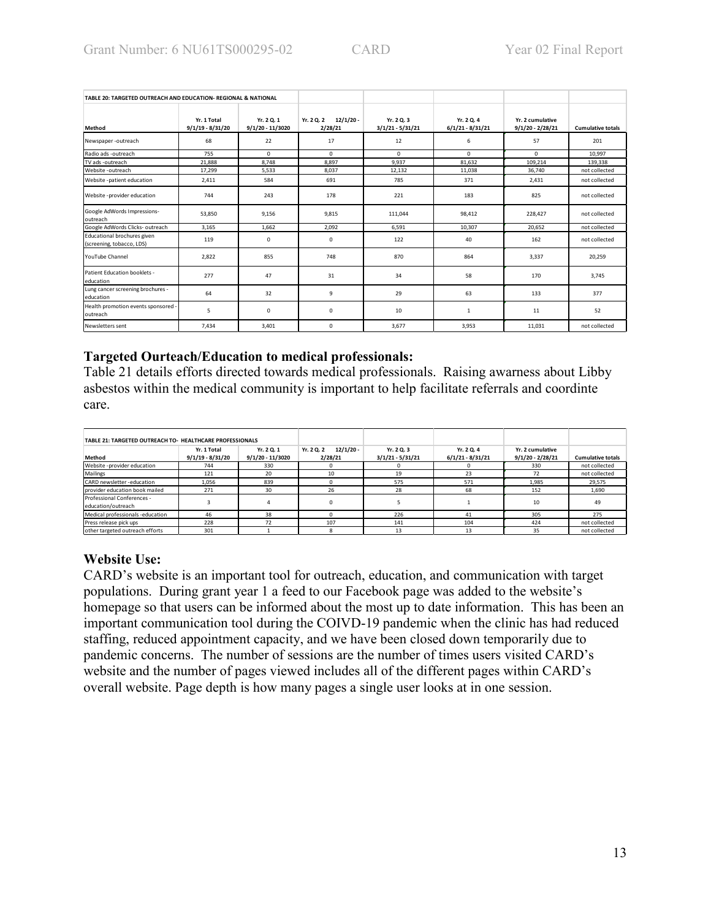| TABLE 20: TARGETED OUTREACH AND EDUCATION- REGIONAL & NATIONAL | | | | | | | |
|---|---|---|---|---|---|---|---|
| Method | Yr. 1 Total 9/1/19 - 8/31/20 | Yr. 2 Q. 1 9/1/20 - 11/3020 | Yr. 2 Q. 2 12/1/20 - 2/28/21 | Yr. 2 Q. 3 3/1/21 - 5/31/21 | Yr. 2 Q. 4 6/1/21 - 8/31/21 | Yr. 2 cumulative 9/1/20 - 2/28/21 | Cumulative totals |
| Newspaper -outreach | 68 | 22 | 17 | 12 | 6 | 57 | 201 |
| Radio ads -outreach | 755 | 0 | 0 | 0 | 0 | 0 | 10,997 |
| TV ads -outreach | 21,888 | 8,748 | 8,897 | 9,937 | 81,632 | 109,214 | 139,338 |
| Website -outreach | 17,299 | 5,533 | 8,037 | 12,132 | 11,038 | 36,740 | not collected |
| Website -patient education | 2,411 | 584 | 691 | 785 | 371 | 2,431 | not collected |
| Website -provider education | 744 | 243 | 178 | 221 | 183 | 825 | not collected |
| Google AdWords Impressions-outreach | 53,850 | 9,156 | 9,815 | 111,044 | 98,412 | 228,427 | not collected |
| Google AdWords Clicks- outreach | 3,165 | 1,662 | 2,092 | 6,591 | 10,307 | 20,652 | not collected |
| Educational brochures given (screening, tobacco, LDS) | 119 | 0 | 0 | 122 | 40 | 162 | not collected |
| YouTube Channel | 2,822 | 855 | 748 | 870 | 864 | 3,337 | 20,259 |
| Patient Education booklets - education | 277 | 47 | 31 | 34 | 58 | 170 | 3,745 |
| Lung cancer screening brochures - education | 64 | 32 | 9 | 29 | 63 | 133 | 377 |
| Health promotion events sponsored - outreach | 5 | 0 | 0 | 10 | 1 | 11 | 52 |
| Newsletters sent | 7,434 | 3,401 | 0 | 3,677 | 3,953 | 11,031 | not collected |

### Targeted Ourteach/Education to medical professionals:

Table 21 details efforts directed towards medical professionals. Raising awarness about Libby asbestos within the medical community is important to help facilitate referrals and coordinte care.

| TABLE 21: TARGETED OUTREACH TO- HEALTHCARE PROFESSIONALS | | | | | | | |
|---|---|---|---|---|---|---|---|
| Method | Yr. 1 Total 9/1/19 - 8/31/20 | Yr. 2 Q. 1 9/1/20 - 11/3020 | Yr. 2 Q. 2 12/1/20 - 2/28/21 | Yr. 2 Q. 3 3/1/21 - 5/31/21 | Yr. 2 Q. 4 6/1/21 - 8/31/21 | Yr. 2 cumulative 9/1/20 - 2/28/21 | Cumulative totals |
| Website -provider education | 744 | 330 | 0 | 0 | 0 | 330 | not collected |
| Mailings | 121 | 20 | 10 | 19 | 23 | 72 | not collected |
| CARD newsletter -education | 1,056 | 839 | 0 | 575 | 571 | 1,985 | 29,575 |
| provider education book mailed | 271 | 30 | 26 | 28 | 68 | 152 | 1,690 |
| Professional Conferences - education/outreach | 3 | 4 | 0 | 5 | 1 | 10 | 49 |
| Medical professionals -education | 46 | 38 | 0 | 226 | 41 | 305 | 275 |
| Press release pick ups | 228 | 72 | 107 | 141 | 104 | 424 | not collected |
| other targeted outreach efforts | 301 | 1 | 8 | 13 | 13 | 35 | not collected |

### Website Use:

CARD's website is an important tool for outreach, education, and communication with target populations. During grant year 1 a feed to our Facebook page was added to the website's homepage so that users can be informed about the most up to date information. This has been an important communication tool during the COIVD-19 pandemic when the clinic has had reduced staffing, reduced appointment capacity, and we have been closed down temporarily due to pandemic concerns. The number of sessions are the number of times users visited CARD's website and the number of pages viewed includes all of the different pages within CARD's overall website. Page depth is how many pages a single user looks at in one session.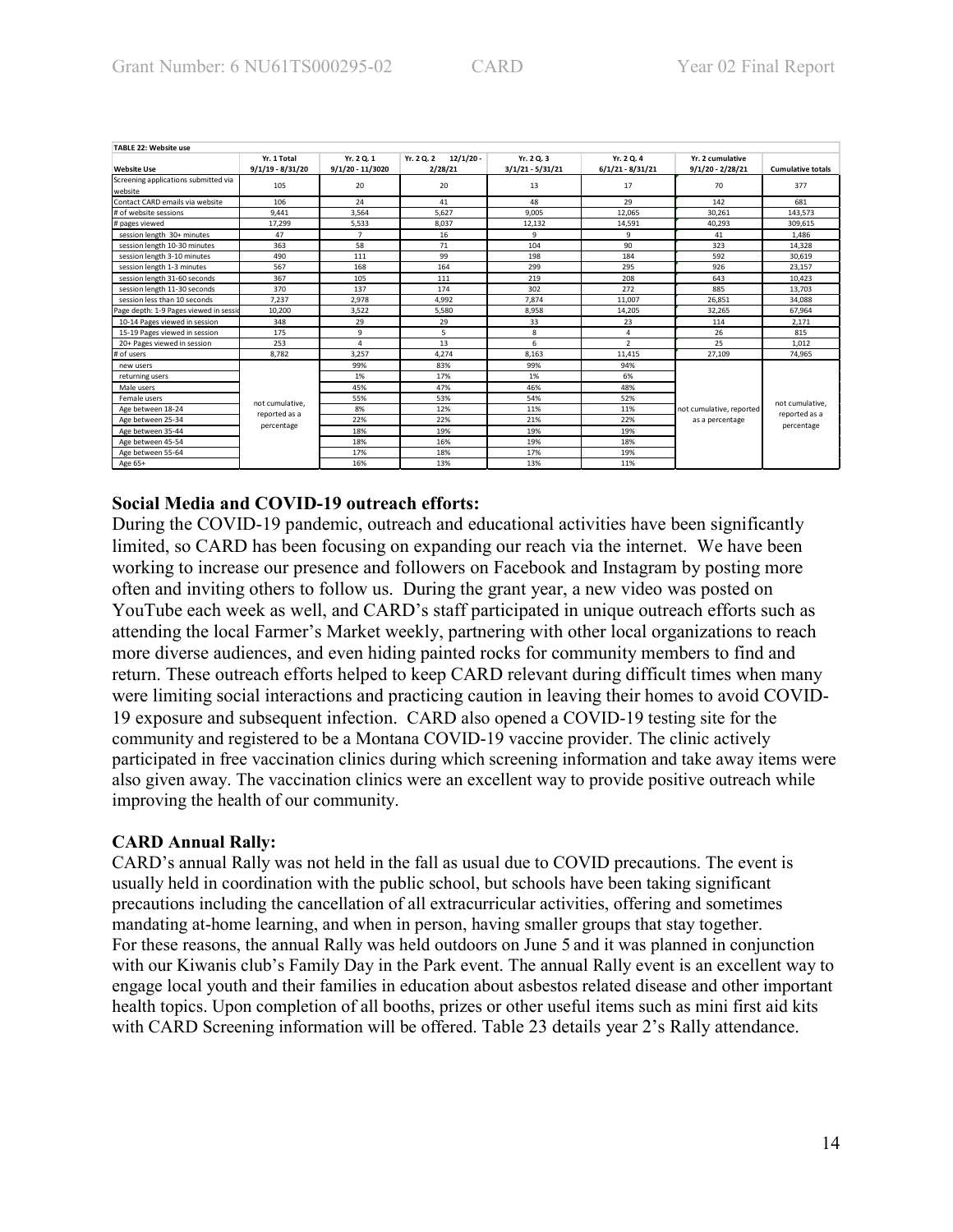**TABLE 22: Website use**

| Website Use | Yr. 1 Total 9/1/19 - 8/31/20 | Yr. 2 Q. 1 9/1/20 - 11/3020 | Yr. 2 Q. 2 12/1/20 - 2/28/21 | Yr. 2 Q. 3 3/1/21 - 5/31/21 | Yr. 2 Q. 4 6/1/21 - 8/31/21 | Yr. 2 cumulative 9/1/20 - 2/28/21 | Cumulative totals |
|---|---|---|---|---|---|---|---|
| Screening applications submitted via website | 105 | 20 | 20 | 13 | 17 | 70 | 377 |
| Contact CARD emails via website | 106 | 24 | 41 | 48 | 29 | 142 | 681 |
| # of website sessions | 9,441 | 3,564 | 5,627 | 9,005 | 12,065 | 30,261 | 143,573 |
| # pages viewed | 17,299 | 5,533 | 8,037 | 12,132 | 14,591 | 40,293 | 309,615 |
| session length 30+ minutes | 47 | 7 | 16 | 9 | 9 | 41 | 1,486 |
| session length 10-30 minutes | 363 | 58 | 71 | 104 | 90 | 323 | 14,328 |
| session length 3-10 minutes | 490 | 111 | 99 | 198 | 184 | 592 | 30,619 |
| session length 1-3 minutes | 567 | 168 | 164 | 299 | 295 | 926 | 23,157 |
| session length 31-60 seconds | 367 | 105 | 111 | 219 | 208 | 643 | 10,423 |
| session length 11-30 seconds | 370 | 137 | 174 | 302 | 272 | 885 | 13,703 |
| session less than 10 seconds | 7,237 | 2,978 | 4,992 | 7,874 | 11,007 | 26,851 | 34,088 |
| Page depth: 1-9 Pages viewed in sessio | 10,200 | 3,522 | 5,580 | 8,958 | 14,205 | 32,265 | 67,964 |
| 10-14 Pages viewed in session | 348 | 29 | 29 | 33 | 23 | 114 | 2,171 |
| 15-19 Pages viewed in session | 175 | 9 | 5 | 8 | 4 | 26 | 815 |
| 20+ Pages viewed in session | 253 | 4 | 13 | 6 | 2 | 25 | 1,012 |
| # of users | 8,782 | 3,257 | 4,274 | 8,163 | 11,415 | 27,109 | 74,965 |
| new users | not cumulative, reported as a percentage | 99% | 83% | 99% | 94% | not cumulative, reported as a percentage | not cumulative, reported as a percentage |
| returning users | | 1% | 17% | 1% | 6% | | |
| Male users | | 45% | 47% | 46% | 48% | | |
| Female users | | 55% | 53% | 54% | 52% | | |
| Age between 18-24 | | 8% | 12% | 11% | 11% | | |
| Age between 25-34 | | 22% | 22% | 21% | 22% | | |
| Age between 35-44 | | 18% | 19% | 19% | 19% | | |
| Age between 45-54 | | 18% | 16% | 19% | 18% | | |
| Age between 55-64 | | 17% | 18% | 17% | 19% | | |
| Age 65+ | | 16% | 13% | 13% | 11% | | |

**Social Media and COVID-19 outreach efforts:**

During the COVID-19 pandemic, outreach and educational activities have been significantly limited, so CARD has been focusing on expanding our reach via the internet. We have been working to increase our presence and followers on Facebook and Instagram by posting more often and inviting others to follow us. During the grant year, a new video was posted on YouTube each week as well, and CARD's staff participated in unique outreach efforts such as attending the local Farmer's Market weekly, partnering with other local organizations to reach more diverse audiences, and even hiding painted rocks for community members to find and return. These outreach efforts helped to keep CARD relevant during difficult times when many were limiting social interactions and practicing caution in leaving their homes to avoid COVID-19 exposure and subsequent infection. CARD also opened a COVID-19 testing site for the community and registered to be a Montana COVID-19 vaccine provider. The clinic actively participated in free vaccination clinics during which screening information and take away items were also given away. The vaccination clinics were an excellent way to provide positive outreach while improving the health of our community.

**CARD Annual Rally:**

CARD's annual Rally was not held in the fall as usual due to COVID precautions. The event is usually held in coordination with the public school, but schools have been taking significant precautions including the cancellation of all extracurricular activities, offering and sometimes mandating at-home learning, and when in person, having smaller groups that stay together. For these reasons, the annual Rally was held outdoors on June 5 and it was planned in conjunction with our Kiwanis club's Family Day in the Park event. The annual Rally event is an excellent way to engage local youth and their families in education about asbestos related disease and other important health topics. Upon completion of all booths, prizes or other useful items such as mini first aid kits with CARD Screening information will be offered. Table 23 details year 2's Rally attendance.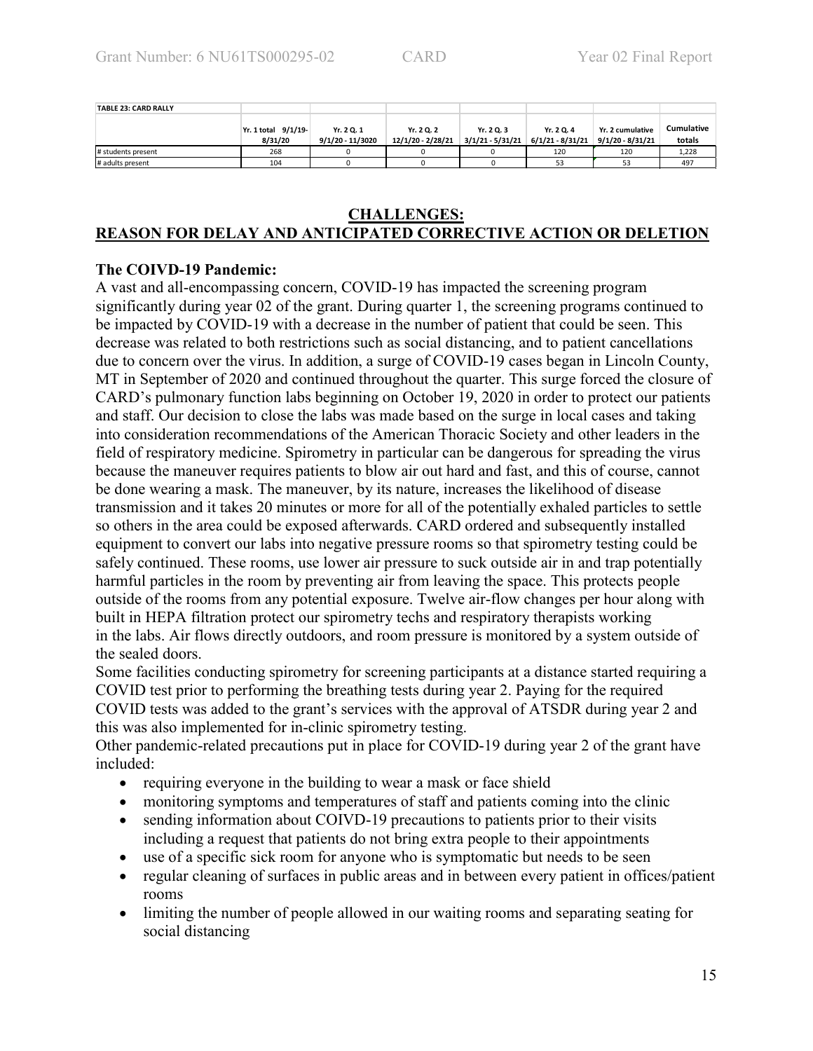| TABLE 23: CARD RALLY | | | | | | | |
|---|---|---|---|---|---|---|---|
| | Yr. 1 total 9/1/19-8/31/20 | Yr. 2 Q. 1 9/1/20 - 11/3020 | Yr. 2 Q. 2 12/1/20 - 2/28/21 | Yr. 2 Q. 3 3/1/21 - 5/31/21 | Yr. 2 Q. 4 6/1/21 - 8/31/21 | Yr. 2 cumulative 9/1/20 - 8/31/21 | Cumulative totals |
| # students present | 268 | 0 | 0 | 0 | 120 | 120 | 1,228 |
| # adults present | 104 | 0 | 0 | 0 | 53 | 53 | 497 |

## CHALLENGES:
## REASON FOR DELAY AND ANTICIPATED CORRECTIVE ACTION OR DELETION

### The COIVD-19 Pandemic:

A vast and all-encompassing concern, COVID-19 has impacted the screening program significantly during year 02 of the grant. During quarter 1, the screening programs continued to be impacted by COVID-19 with a decrease in the number of patient that could be seen. This decrease was related to both restrictions such as social distancing, and to patient cancellations due to concern over the virus. In addition, a surge of COVID-19 cases began in Lincoln County, MT in September of 2020 and continued throughout the quarter. This surge forced the closure of CARD's pulmonary function labs beginning on October 19, 2020 in order to protect our patients and staff. Our decision to close the labs was made based on the surge in local cases and taking into consideration recommendations of the American Thoracic Society and other leaders in the field of respiratory medicine. Spirometry in particular can be dangerous for spreading the virus because the maneuver requires patients to blow air out hard and fast, and this of course, cannot be done wearing a mask. The maneuver, by its nature, increases the likelihood of disease transmission and it takes 20 minutes or more for all of the potentially exhaled particles to settle so others in the area could be exposed afterwards. CARD ordered and subsequently installed equipment to convert our labs into negative pressure rooms so that spirometry testing could be safely continued. These rooms, use lower air pressure to suck outside air in and trap potentially harmful particles in the room by preventing air from leaving the space. This protects people outside of the rooms from any potential exposure. Twelve air-flow changes per hour along with built in HEPA filtration protect our spirometry techs and respiratory therapists working in the labs. Air flows directly outdoors, and room pressure is monitored by a system outside of the sealed doors.

Some facilities conducting spirometry for screening participants at a distance started requiring a COVID test prior to performing the breathing tests during year 2. Paying for the required COVID tests was added to the grant's services with the approval of ATSDR during year 2 and this was also implemented for in-clinic spirometry testing.

Other pandemic-related precautions put in place for COVID-19 during year 2 of the grant have included:

- requiring everyone in the building to wear a mask or face shield
- monitoring symptoms and temperatures of staff and patients coming into the clinic
- sending information about COIVD-19 precautions to patients prior to their visits including a request that patients do not bring extra people to their appointments
- use of a specific sick room for anyone who is symptomatic but needs to be seen
- regular cleaning of surfaces in public areas and in between every patient in offices/patient rooms
- limiting the number of people allowed in our waiting rooms and separating seating for social distancing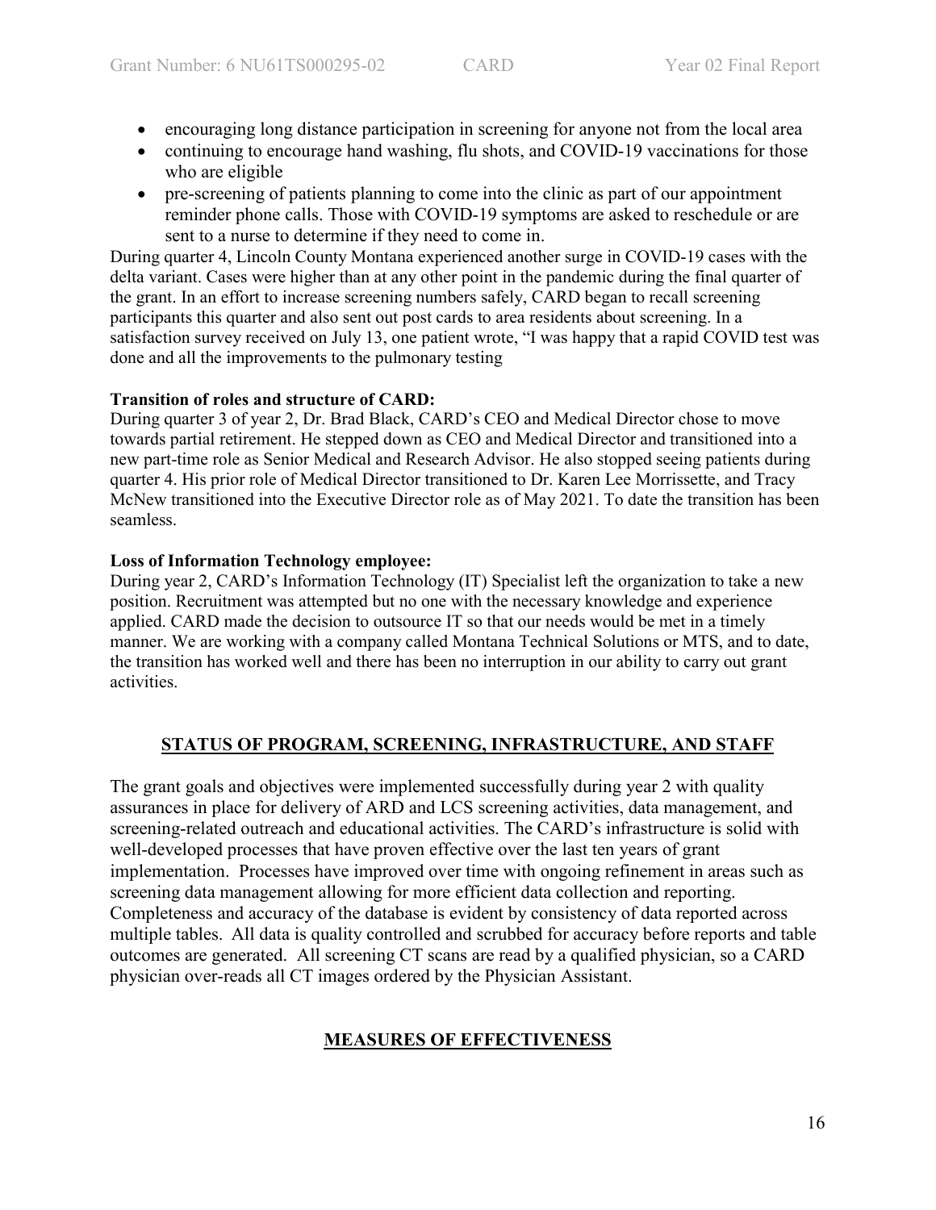- encouraging long distance participation in screening for anyone not from the local area
- continuing to encourage hand washing, flu shots, and COVID-19 vaccinations for those who are eligible
- pre-screening of patients planning to come into the clinic as part of our appointment reminder phone calls. Those with COVID-19 symptoms are asked to reschedule or are sent to a nurse to determine if they need to come in.

During quarter 4, Lincoln County Montana experienced another surge in COVID-19 cases with the delta variant. Cases were higher than at any other point in the pandemic during the final quarter of the grant. In an effort to increase screening numbers safely, CARD began to recall screening participants this quarter and also sent out post cards to area residents about screening. In a satisfaction survey received on July 13, one patient wrote, “I was happy that a rapid COVID test was done and all the improvements to the pulmonary testing

**Transition of roles and structure of CARD:**
During quarter 3 of year 2, Dr. Brad Black, CARD’s CEO and Medical Director chose to move towards partial retirement. He stepped down as CEO and Medical Director and transitioned into a new part-time role as Senior Medical and Research Advisor. He also stopped seeing patients during quarter 4. His prior role of Medical Director transitioned to Dr. Karen Lee Morrissette, and Tracy McNew transitioned into the Executive Director role as of May 2021. To date the transition has been seamless.

**Loss of Information Technology employee:**
During year 2, CARD’s Information Technology (IT) Specialist left the organization to take a new position. Recruitment was attempted but no one with the necessary knowledge and experience applied. CARD made the decision to outsource IT so that our needs would be met in a timely manner. We are working with a company called Montana Technical Solutions or MTS, and to date, the transition has worked well and there has been no interruption in our ability to carry out grant activities.

## STATUS OF PROGRAM, SCREENING, INFRASTRUCTURE, AND STAFF

The grant goals and objectives were implemented successfully during year 2 with quality assurances in place for delivery of ARD and LCS screening activities, data management, and screening-related outreach and educational activities. The CARD’s infrastructure is solid with well-developed processes that have proven effective over the last ten years of grant implementation. Processes have improved over time with ongoing refinement in areas such as screening data management allowing for more efficient data collection and reporting. Completeness and accuracy of the database is evident by consistency of data reported across multiple tables. All data is quality controlled and scrubbed for accuracy before reports and table outcomes are generated. All screening CT scans are read by a qualified physician, so a CARD physician over-reads all CT images ordered by the Physician Assistant.

## MEASURES OF EFFECTIVENESS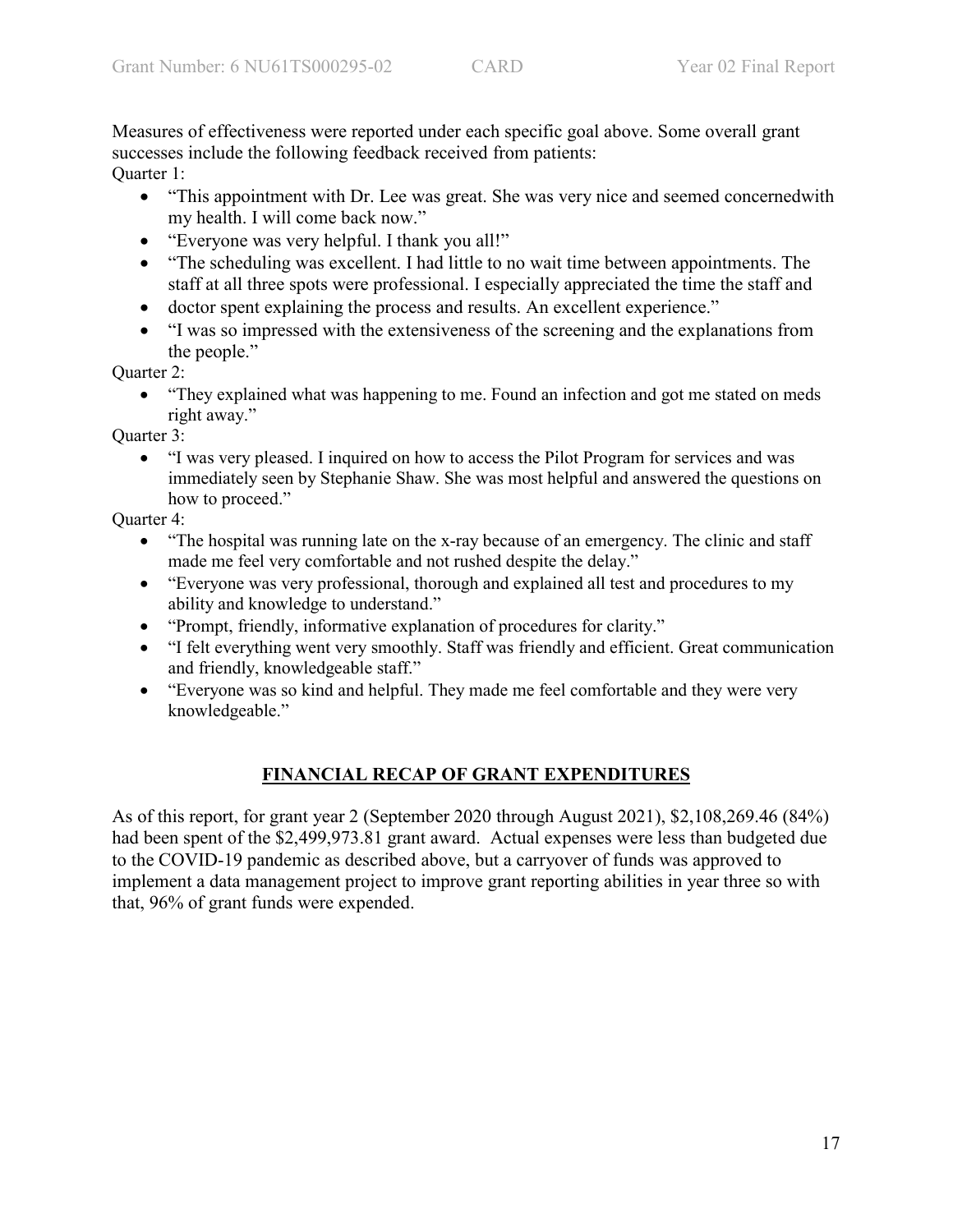Measures of effectiveness were reported under each specific goal above. Some overall grant successes include the following feedback received from patients:

Quarter 1:

- "This appointment with Dr. Lee was great. She was very nice and seemed concernedwith my health. I will come back now."
- "Everyone was very helpful. I thank you all!"
- "The scheduling was excellent. I had little to no wait time between appointments. The staff at all three spots were professional. I especially appreciated the time the staff and
- doctor spent explaining the process and results. An excellent experience."
- "I was so impressed with the extensiveness of the screening and the explanations from the people."

Quarter 2:

- "They explained what was happening to me. Found an infection and got me stated on meds right away."

Quarter 3:

- "I was very pleased. I inquired on how to access the Pilot Program for services and was immediately seen by Stephanie Shaw. She was most helpful and answered the questions on how to proceed."

Quarter 4:

- "The hospital was running late on the x-ray because of an emergency. The clinic and staff made me feel very comfortable and not rushed despite the delay."
- "Everyone was very professional, thorough and explained all test and procedures to my ability and knowledge to understand."
- "Prompt, friendly, informative explanation of procedures for clarity."
- "I felt everything went very smoothly. Staff was friendly and efficient. Great communication and friendly, knowledgeable staff."
- "Everyone was so kind and helpful. They made me feel comfortable and they were very knowledgeable."

## FINANCIAL RECAP OF GRANT EXPENDITURES

As of this report, for grant year 2 (September 2020 through August 2021), $2,108,269.46 (84%) had been spent of the $2,499,973.81 grant award. Actual expenses were less than budgeted due to the COVID-19 pandemic as described above, but a carryover of funds was approved to implement a data management project to improve grant reporting abilities in year three so with that, 96% of grant funds were expended.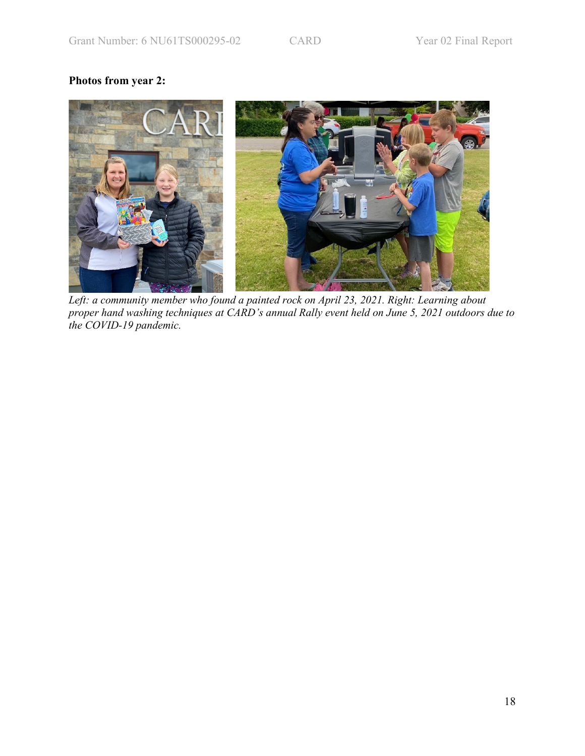**Photos from year 2:**

*Left: a community member who found a painted rock on April 23, 2021. Right: Learning about proper hand washing techniques at CARD's annual Rally event held on June 5, 2021 outdoors due to the COVID-19 pandemic.*